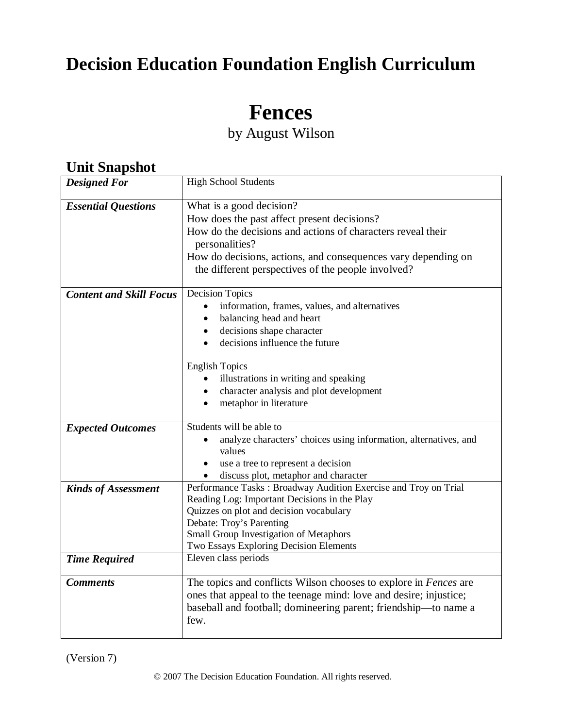# Decision Education Foundation English Curriculum

# Fences

by August Wilson

## Unit Snapshot

| | |
|---|---|
| ***Designed For*** | High School Students |
| ***Essential Questions*** | What is a good decision?<br>How does the past affect present decisions?<br>How do the decisions and actions of characters reveal their personalities?<br>How do decisions, actions, and consequences vary depending on the different perspectives of the people involved? |
| ***Content and Skill Focus*** | Decision Topics<br>• information, frames, values, and alternatives<br>• balancing head and heart<br>• decisions shape character<br>• decisions influence the future<br><br>English Topics<br>• illustrations in writing and speaking<br>• character analysis and plot development<br>• metaphor in literature |
| ***Expected Outcomes*** | Students will be able to<br>• analyze characters' choices using information, alternatives, and values<br>• use a tree to represent a decision<br>• discuss plot, metaphor and character |
| ***Kinds of Assessment*** | Performance Tasks : Broadway Audition Exercise and Troy on Trial<br>Reading Log: Important Decisions in the Play<br>Quizzes on plot and decision vocabulary<br>Debate: Troy's Parenting<br>Small Group Investigation of Metaphors<br>Two Essays Exploring Decision Elements |
| ***Time Required*** | Eleven class periods |
| ***Comments*** | The topics and conflicts Wilson chooses to explore in *Fences* are ones that appeal to the teenage mind: love and desire; injustice; baseball and football; domineering parent; friendship—to name a few. |

(Version 7)

© 2007 The Decision Education Foundation. All rights reserved.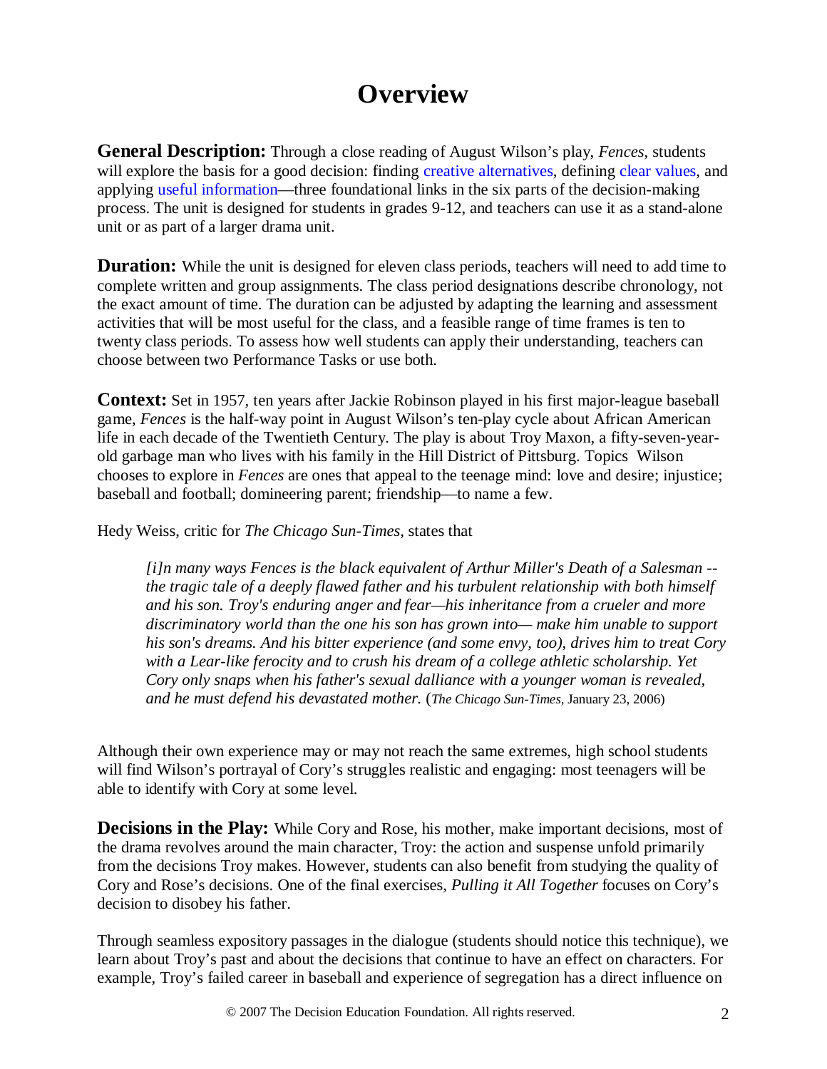# Overview

**General Description:** Through a close reading of August Wilson's play, *Fences*, students will explore the basis for a good decision: finding creative alternatives, defining clear values, and applying useful information—three foundational links in the six parts of the decision-making process. The unit is designed for students in grades 9-12, and teachers can use it as a stand-alone unit or as part of a larger drama unit.

**Duration:** While the unit is designed for eleven class periods, teachers will need to add time to complete written and group assignments. The class period designations describe chronology, not the exact amount of time. The duration can be adjusted by adapting the learning and assessment activities that will be most useful for the class, and a feasible range of time frames is ten to twenty class periods. To assess how well students can apply their understanding, teachers can choose between two Performance Tasks or use both.

**Context:** Set in 1957, ten years after Jackie Robinson played in his first major-league baseball game, *Fences* is the half-way point in August Wilson's ten-play cycle about African American life in each decade of the Twentieth Century. The play is about Troy Maxon, a fifty-seven-year-old garbage man who lives with his family in the Hill District of Pittsburg. Topics Wilson chooses to explore in *Fences* are ones that appeal to the teenage mind: love and desire; injustice; baseball and football; domineering parent; friendship—to name a few.

Hedy Weiss, critic for *The Chicago Sun-Times*, states that

> *[i]n many ways Fences is the black equivalent of Arthur Miller's Death of a Salesman -- the tragic tale of a deeply flawed father and his turbulent relationship with both himself and his son. Troy's enduring anger and fear—his inheritance from a crueler and more discriminatory world than the one his son has grown into— make him unable to support his son's dreams. And his bitter experience (and some envy, too), drives him to treat Cory with a Lear-like ferocity and to crush his dream of a college athletic scholarship. Yet Cory only snaps when his father's sexual dalliance with a younger woman is revealed, and he must defend his devastated mother.* (*The Chicago Sun-Times*, January 23, 2006)

Although their own experience may or may not reach the same extremes, high school students will find Wilson's portrayal of Cory's struggles realistic and engaging: most teenagers will be able to identify with Cory at some level.

**Decisions in the Play:** While Cory and Rose, his mother, make important decisions, most of the drama revolves around the main character, Troy: the action and suspense unfold primarily from the decisions Troy makes. However, students can also benefit from studying the quality of Cory and Rose's decisions. One of the final exercises, *Pulling it All Together* focuses on Cory's decision to disobey his father.

Through seamless expository passages in the dialogue (students should notice this technique), we learn about Troy's past and about the decisions that continue to have an effect on characters. For example, Troy's failed career in baseball and experience of segregation has a direct influence on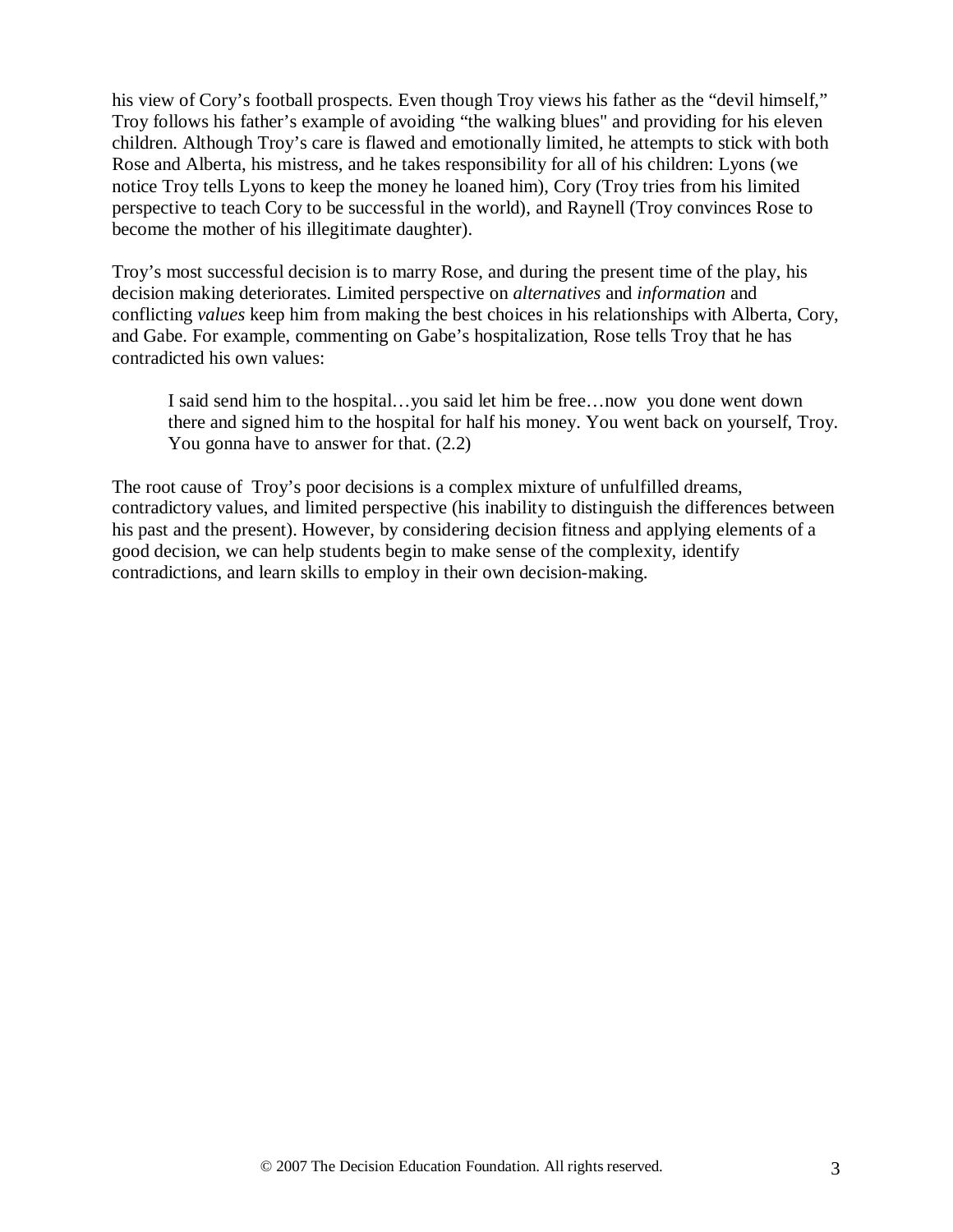his view of Cory's football prospects. Even though Troy views his father as the "devil himself," Troy follows his father's example of avoiding "the walking blues" and providing for his eleven children. Although Troy's care is flawed and emotionally limited, he attempts to stick with both Rose and Alberta, his mistress, and he takes responsibility for all of his children: Lyons (we notice Troy tells Lyons to keep the money he loaned him), Cory (Troy tries from his limited perspective to teach Cory to be successful in the world), and Raynell (Troy convinces Rose to become the mother of his illegitimate daughter).

Troy's most successful decision is to marry Rose, and during the present time of the play, his decision making deteriorates. Limited perspective on *alternatives* and *information* and conflicting *values* keep him from making the best choices in his relationships with Alberta, Cory, and Gabe. For example, commenting on Gabe's hospitalization, Rose tells Troy that he has contradicted his own values:

> I said send him to the hospital…you said let him be free…now you done went down there and signed him to the hospital for half his money. You went back on yourself, Troy. You gonna have to answer for that. (2.2)

The root cause of Troy's poor decisions is a complex mixture of unfulfilled dreams, contradictory values, and limited perspective (his inability to distinguish the differences between his past and the present). However, by considering decision fitness and applying elements of a good decision, we can help students begin to make sense of the complexity, identify contradictions, and learn skills to employ in their own decision-making.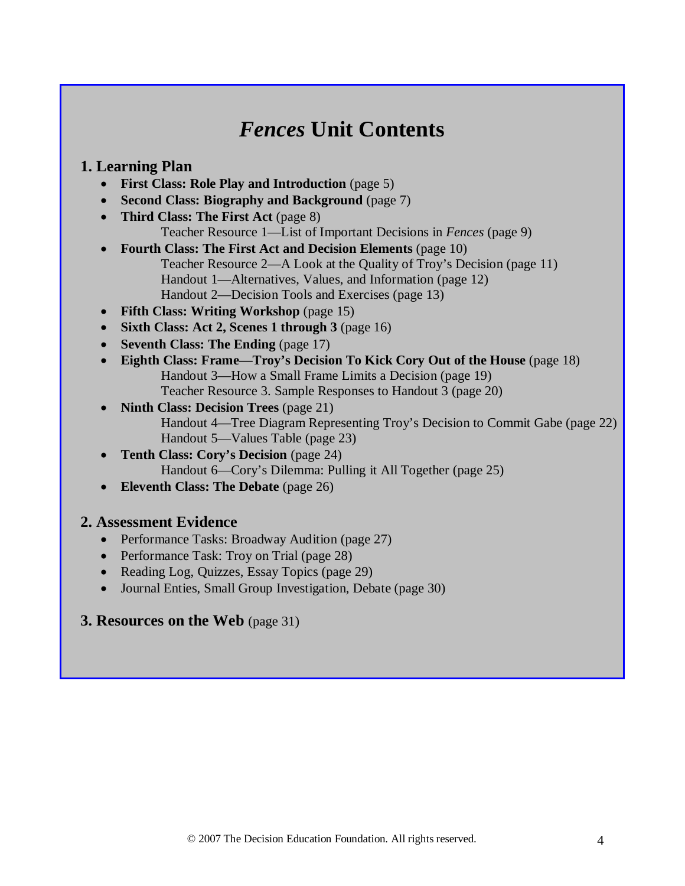# *Fences* Unit Contents

## 1. Learning Plan

- **First Class: Role Play and Introduction** (page 5)
- **Second Class: Biography and Background** (page 7)
- **Third Class: The First Act** (page 8)
  - Teacher Resource 1—List of Important Decisions in *Fences* (page 9)
- **Fourth Class: The First Act and Decision Elements** (page 10)
  - Teacher Resource 2—A Look at the Quality of Troy's Decision (page 11)
  - Handout 1—Alternatives, Values, and Information (page 12)
  - Handout 2—Decision Tools and Exercises (page 13)
- **Fifth Class: Writing Workshop** (page 15)
- **Sixth Class: Act 2, Scenes 1 through 3** (page 16)
- **Seventh Class: The Ending** (page 17)
- **Eighth Class: Frame—Troy's Decision To Kick Cory Out of the House** (page 18)
  - Handout 3—How a Small Frame Limits a Decision (page 19)
  - Teacher Resource 3. Sample Responses to Handout 3 (page 20)
- **Ninth Class: Decision Trees** (page 21)
  - Handout 4—Tree Diagram Representing Troy's Decision to Commit Gabe (page 22)
  - Handout 5—Values Table (page 23)
- **Tenth Class: Cory's Decision** (page 24)
  - Handout 6—Cory's Dilemma: Pulling it All Together (page 25)
- **Eleventh Class: The Debate** (page 26)

## 2. Assessment Evidence

- Performance Tasks: Broadway Audition (page 27)
- Performance Task: Troy on Trial (page 28)
- Reading Log, Quizzes, Essay Topics (page 29)
- Journal Enties, Small Group Investigation, Debate (page 30)

## 3. Resources on the Web (page 31)

© 2007 The Decision Education Foundation. All rights reserved.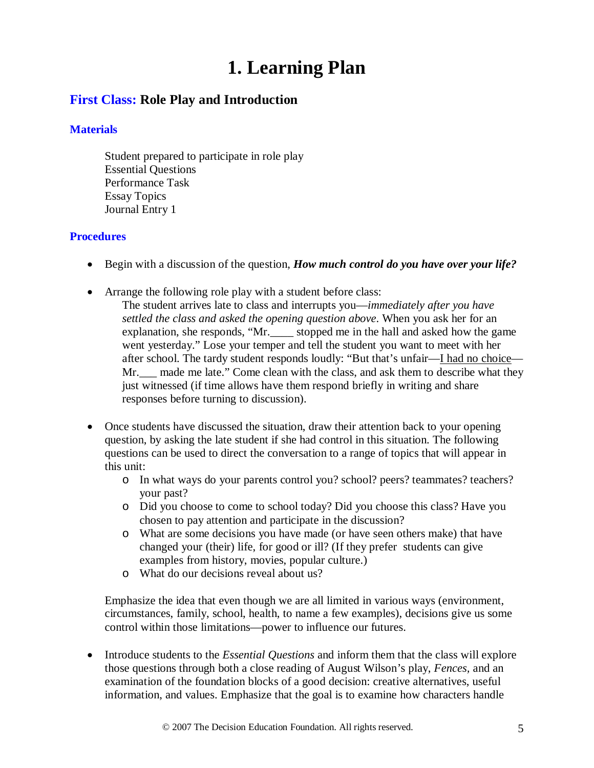# 1. Learning Plan

## First Class: Role Play and Introduction

### Materials

Student prepared to participate in role play
Essential Questions
Performance Task
Essay Topics
Journal Entry 1

### Procedures

- Begin with a discussion of the question, ***How much control do you have over your life?***

- Arrange the following role play with a student before class:
  The student arrives late to class and interrupts you—*immediately after you have settled the class and asked the opening question above*. When you ask her for an explanation, she responds, "Mr.____ stopped me in the hall and asked how the game went yesterday." Lose your temper and tell the student you want to meet with her after school. The tardy student responds loudly: "But that's unfair—<u>I had no choice</u>—Mr.___ made me late." Come clean with the class, and ask them to describe what they just witnessed (if time allows have them respond briefly in writing and share responses before turning to discussion).

- Once students have discussed the situation, draw their attention back to your opening question, by asking the late student if she had control in this situation. The following questions can be used to direct the conversation to a range of topics that will appear in this unit:
  - In what ways do your parents control you? school? peers? teammates? teachers? your past?
  - Did you choose to come to school today? Did you choose this class? Have you chosen to pay attention and participate in the discussion?
  - What are some decisions you have made (or have seen others make) that have changed your (their) life, for good or ill? (If they prefer students can give examples from history, movies, popular culture.)
  - What do our decisions reveal about us?

  Emphasize the idea that even though we are all limited in various ways (environment, circumstances, family, school, health, to name a few examples), decisions give us some control within those limitations—power to influence our futures.

- Introduce students to the *Essential Questions* and inform them that the class will explore those questions through both a close reading of August Wilson's play, *Fences*, and an examination of the foundation blocks of a good decision: creative alternatives, useful information, and values. Emphasize that the goal is to examine how characters handle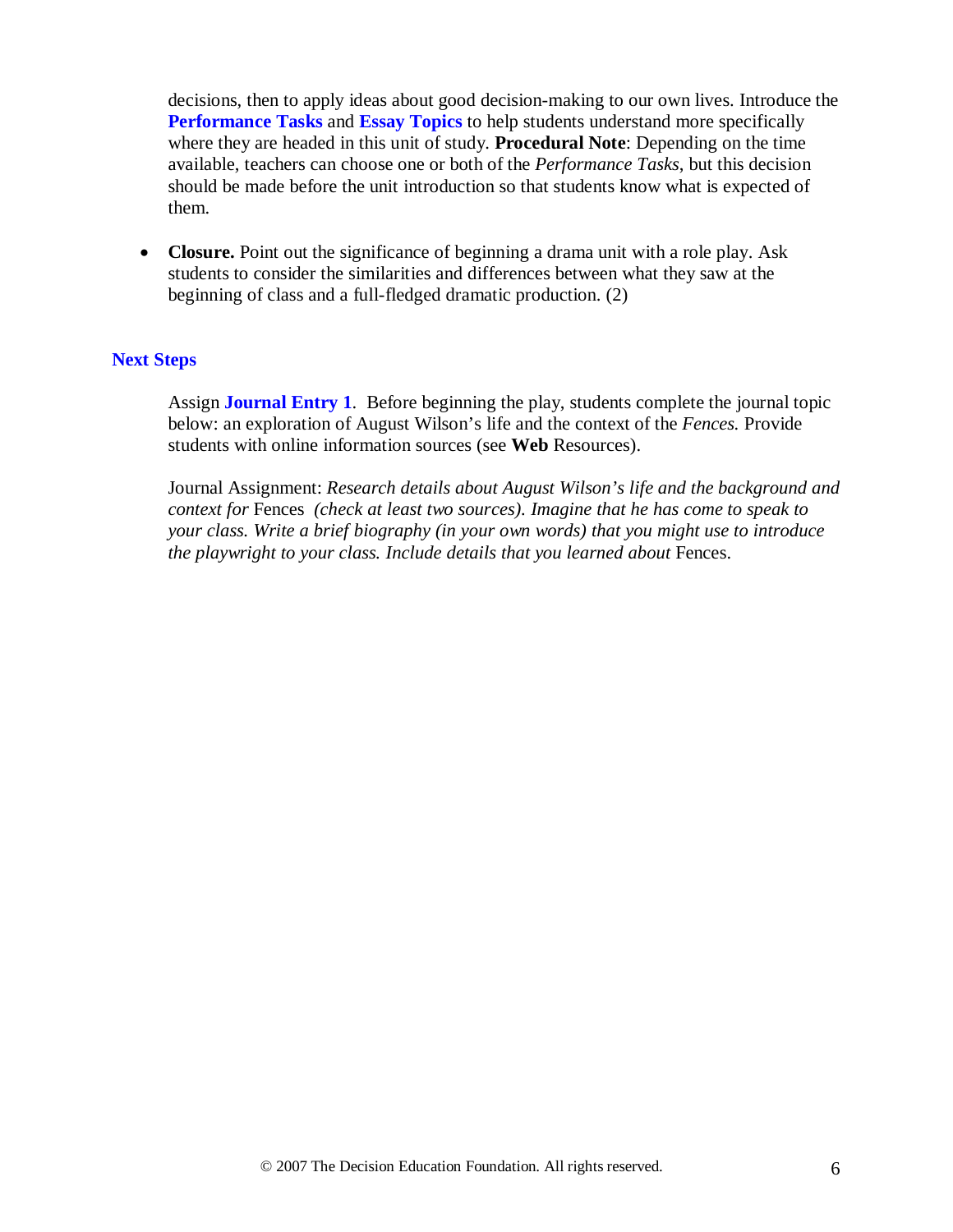decisions, then to apply ideas about good decision-making to our own lives. Introduce the **Performance Tasks** and **Essay Topics** to help students understand more specifically where they are headed in this unit of study. **Procedural Note**: Depending on the time available, teachers can choose one or both of the *Performance Tasks*, but this decision should be made before the unit introduction so that students know what is expected of them.

- **Closure.** Point out the significance of beginning a drama unit with a role play. Ask students to consider the similarities and differences between what they saw at the beginning of class and a full-fledged dramatic production. (2)

## Next Steps

Assign **Journal Entry 1**. Before beginning the play, students complete the journal topic below: an exploration of August Wilson's life and the context of the *Fences.* Provide students with online information sources (see **Web** Resources).

Journal Assignment: *Research details about August Wilson's life and the background and context for* Fences *(check at least two sources). Imagine that he has come to speak to your class. Write a brief biography (in your own words) that you might use to introduce the playwright to your class. Include details that you learned about* Fences.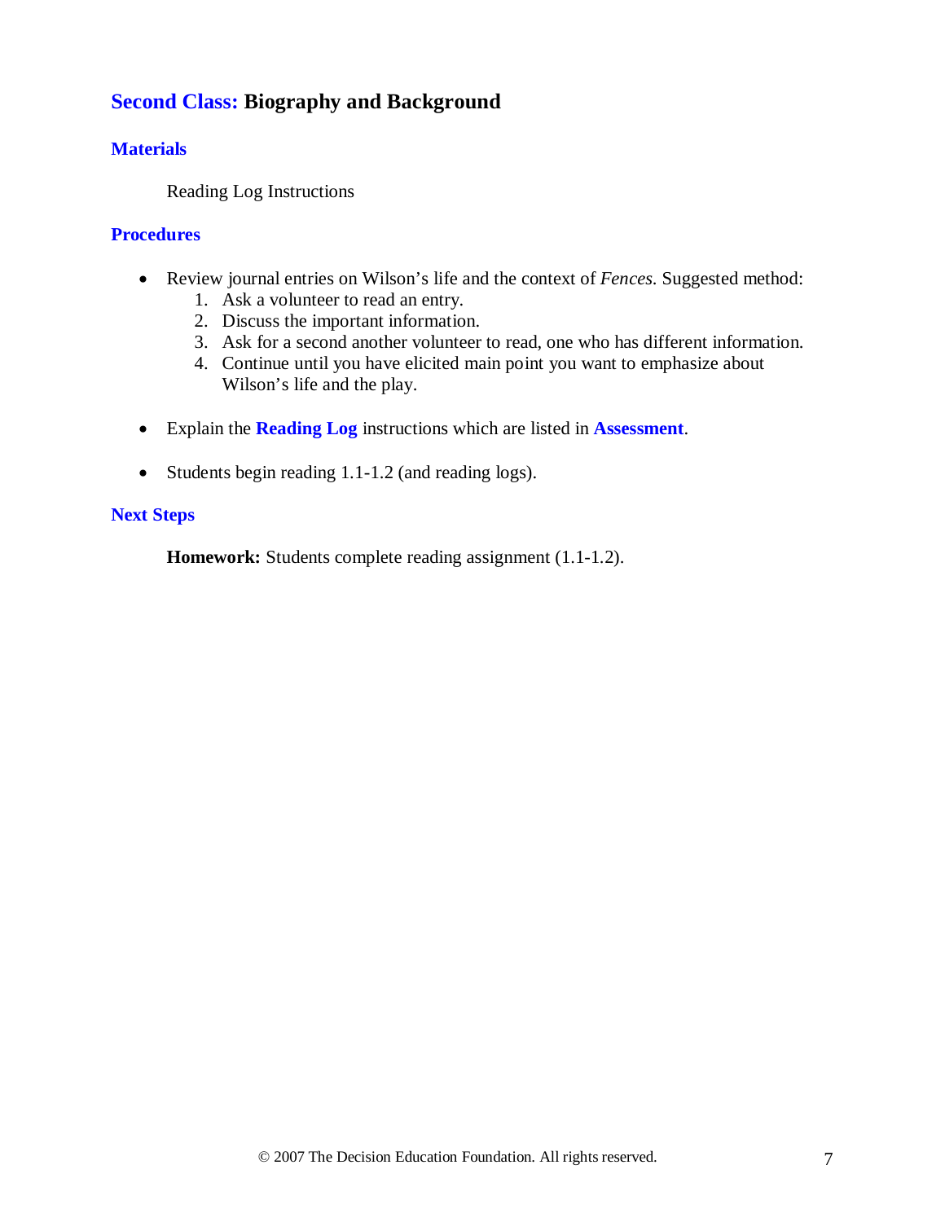## Second Class: Biography and Background

### Materials

Reading Log Instructions

### Procedures

- Review journal entries on Wilson's life and the context of *Fences*. Suggested method:
    1. Ask a volunteer to read an entry.
    2. Discuss the important information.
    3. Ask for a second another volunteer to read, one who has different information.
    4. Continue until you have elicited main point you want to emphasize about Wilson's life and the play.

- Explain the **Reading Log** instructions which are listed in **Assessment**.

- Students begin reading 1.1-1.2 (and reading logs).

### Next Steps

**Homework:** Students complete reading assignment (1.1-1.2).

© 2007 The Decision Education Foundation. All rights reserved.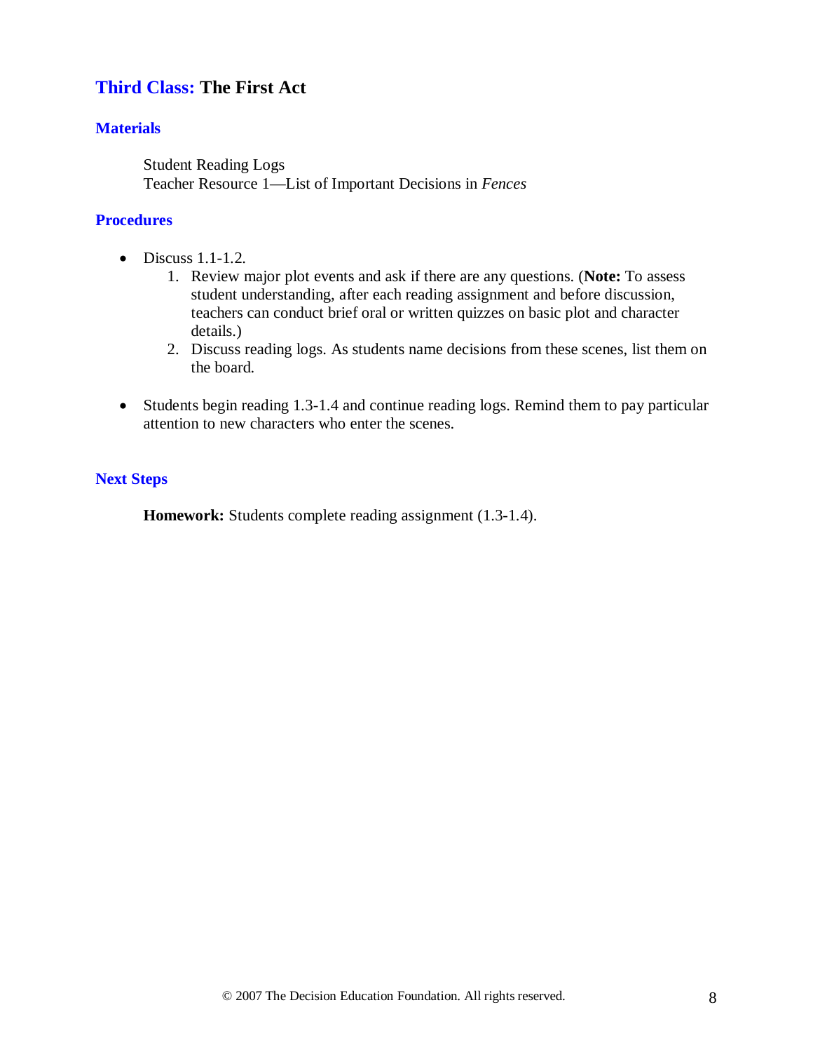## Third Class: The First Act

### Materials

Student Reading Logs
Teacher Resource 1—List of Important Decisions in *Fences*

### Procedures

- Discuss 1.1-1.2.
    1. Review major plot events and ask if there are any questions. (**Note:** To assess student understanding, after each reading assignment and before discussion, teachers can conduct brief oral or written quizzes on basic plot and character details.)
    2. Discuss reading logs. As students name decisions from these scenes, list them on the board.

- Students begin reading 1.3-1.4 and continue reading logs. Remind them to pay particular attention to new characters who enter the scenes.

### Next Steps

**Homework:** Students complete reading assignment (1.3-1.4).

© 2007 The Decision Education Foundation. All rights reserved.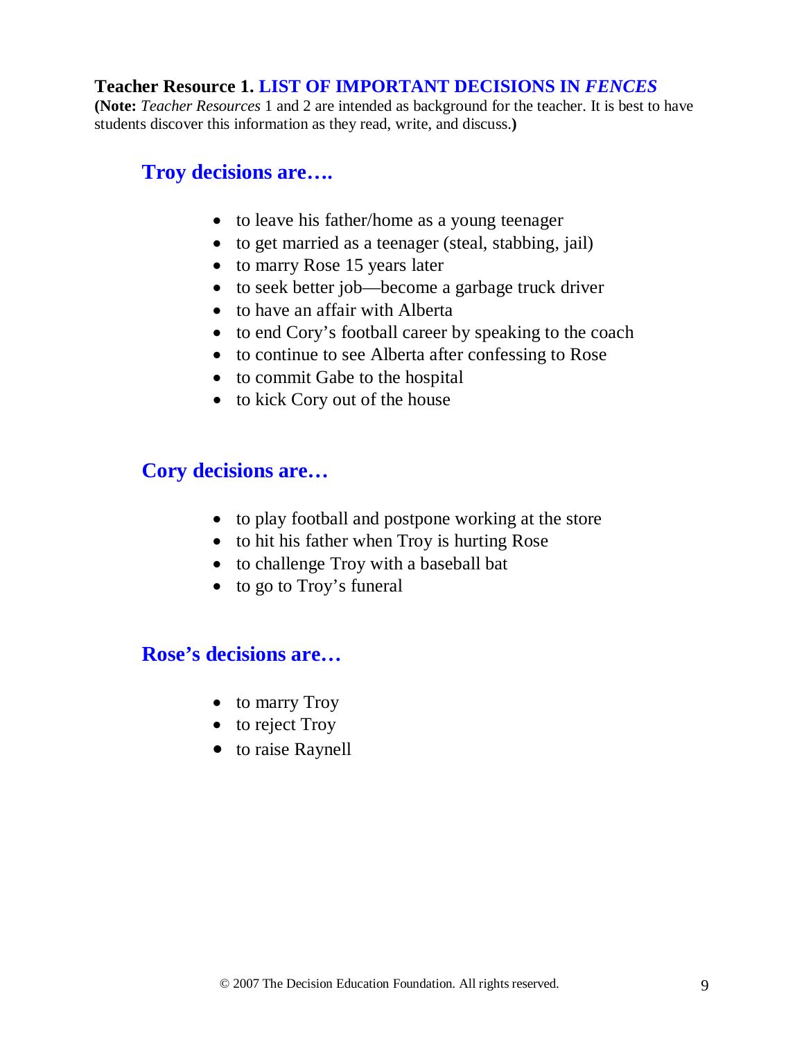## Teacher Resource 1. LIST OF IMPORTANT DECISIONS IN *FENCES*

**(Note:** *Teacher Resources* 1 and 2 are intended as background for the teacher. It is best to have students discover this information as they read, write, and discuss.**)**

### Troy decisions are….

- to leave his father/home as a young teenager
- to get married as a teenager (steal, stabbing, jail)
- to marry Rose 15 years later
- to seek better job—become a garbage truck driver
- to have an affair with Alberta
- to end Cory's football career by speaking to the coach
- to continue to see Alberta after confessing to Rose
- to commit Gabe to the hospital
- to kick Cory out of the house

### Cory decisions are…

- to play football and postpone working at the store
- to hit his father when Troy is hurting Rose
- to challenge Troy with a baseball bat
- to go to Troy's funeral

### Rose's decisions are…

- to marry Troy
- to reject Troy
- to raise Raynell

© 2007 The Decision Education Foundation. All rights reserved.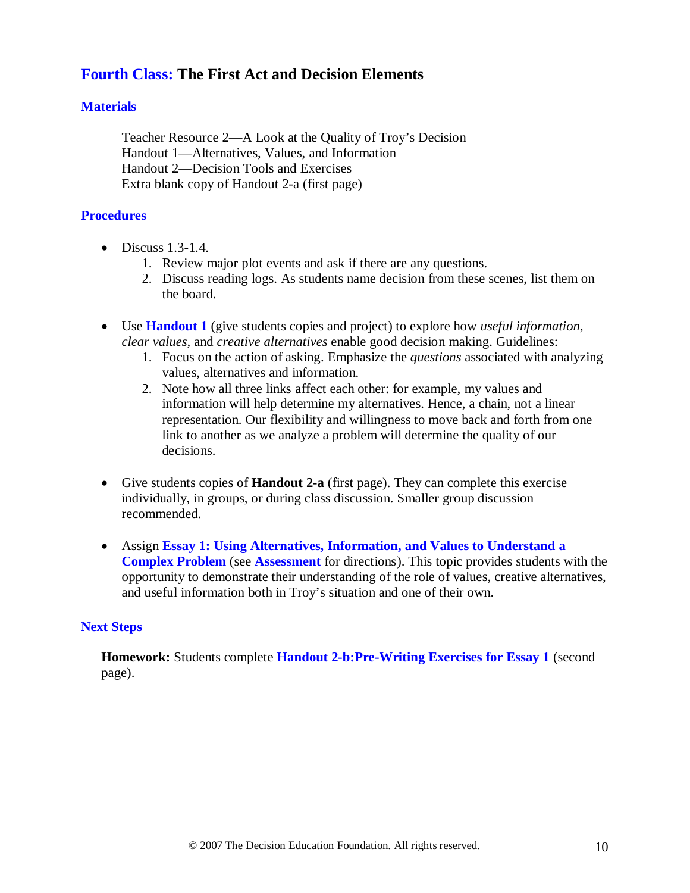## Fourth Class: The First Act and Decision Elements

### Materials

Teacher Resource 2—A Look at the Quality of Troy's Decision
Handout 1—Alternatives, Values, and Information
Handout 2—Decision Tools and Exercises
Extra blank copy of Handout 2-a (first page)

### Procedures

- Discuss 1.3-1.4.
  1. Review major plot events and ask if there are any questions.
  2. Discuss reading logs. As students name decision from these scenes, list them on the board.

- Use **Handout 1** (give students copies and project) to explore how *useful information, clear values,* and *creative alternatives* enable good decision making. Guidelines:
  1. Focus on the action of asking. Emphasize the *questions* associated with analyzing values, alternatives and information.
  2. Note how all three links affect each other: for example, my values and information will help determine my alternatives. Hence, a chain, not a linear representation. Our flexibility and willingness to move back and forth from one link to another as we analyze a problem will determine the quality of our decisions.

- Give students copies of **Handout 2-a** (first page). They can complete this exercise individually, in groups, or during class discussion. Smaller group discussion recommended.

- Assign **Essay 1: Using Alternatives, Information, and Values to Understand a Complex Problem** (see **Assessment** for directions). This topic provides students with the opportunity to demonstrate their understanding of the role of values, creative alternatives, and useful information both in Troy's situation and one of their own.

### Next Steps

**Homework:** Students complete **Handout 2-b:Pre-Writing Exercises for Essay 1** (second page).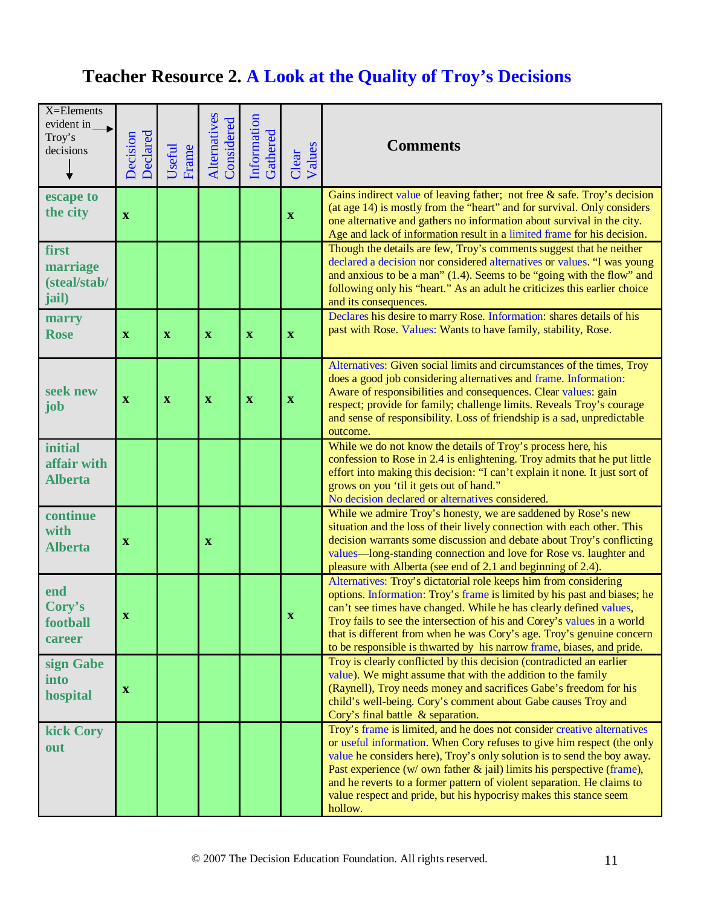# Teacher Resource 2. A Look at the Quality of Troy's Decisions

| X=Elements evident in Troy's decisions → ↓ | Decision Declared | Useful Frame | Alternatives Considered | Information Gathered | Clear Values | Comments |
|---|---|---|---|---|---|---|
| **escape to the city** | x | | | | x | Gains indirect value of leaving father; not free & safe. Troy's decision (at age 14) is mostly from the "heart" and for survival. Only considers one alternative and gathers no information about survival in the city. Age and lack of information result in a limited frame for his decision. |
| **first marriage (steal/stab/ jail)** | | | | | | Though the details are few, Troy's comments suggest that he neither declared a decision nor considered alternatives or values. "I was young and anxious to be a man" (1.4). Seems to be "going with the flow" and following only his "heart." As an adult he criticizes this earlier choice and its consequences. |
| **marry Rose** | x | x | x | x | x | Declares his desire to marry Rose. Information: shares details of his past with Rose. Values: Wants to have family, stability, Rose. |
| **seek new job** | x | x | x | x | x | Alternatives: Given social limits and circumstances of the times, Troy does a good job considering alternatives and frame. Information: Aware of responsibilities and consequences. Clear values: gain respect; provide for family; challenge limits. Reveals Troy's courage and sense of responsibility. Loss of friendship is a sad, unpredictable outcome. |
| **initial affair with Alberta** | | | | | | While we do not know the details of Troy's process here, his confession to Rose in 2.4 is enlightening. Troy admits that he put little effort into making this decision: "I can't explain it none. It just sort of grows on you 'til it gets out of hand." No decision declared or alternatives considered. |
| **continue with Alberta** | x | | x | | | While we admire Troy's honesty, we are saddened by Rose's new situation and the loss of their lively connection with each other. This decision warrants some discussion and debate about Troy's conflicting values—long-standing connection and love for Rose vs. laughter and pleasure with Alberta (see end of 2.1 and beginning of 2.4). |
| **end Cory's football career** | x | | | | x | Alternatives: Troy's dictatorial role keeps him from considering options. Information: Troy's frame is limited by his past and biases; he can't see times have changed. While he has clearly defined values, Troy fails to see the intersection of his and Corey's values in a world that is different from when he was Cory's age. Troy's genuine concern to be responsible is thwarted by his narrow frame, biases, and pride. |
| **sign Gabe into hospital** | x | | | | | Troy is clearly conflicted by this decision (contradicted an earlier value). We might assume that with the addition to the family (Raynell), Troy needs money and sacrifices Gabe's freedom for his child's well-being. Cory's comment about Gabe causes Troy and Cory's final battle & separation. |
| **kick Cory out** | | | | | | Troy's frame is limited, and he does not consider creative alternatives or useful information. When Cory refuses to give him respect (the only value he considers here), Troy's only solution is to send the boy away. Past experience (w/ own father & jail) limits his perspective (frame), and he reverts to a former pattern of violent separation. He claims to value respect and pride, but his hypocrisy makes this stance seem hollow. |

© 2007 The Decision Education Foundation. All rights reserved.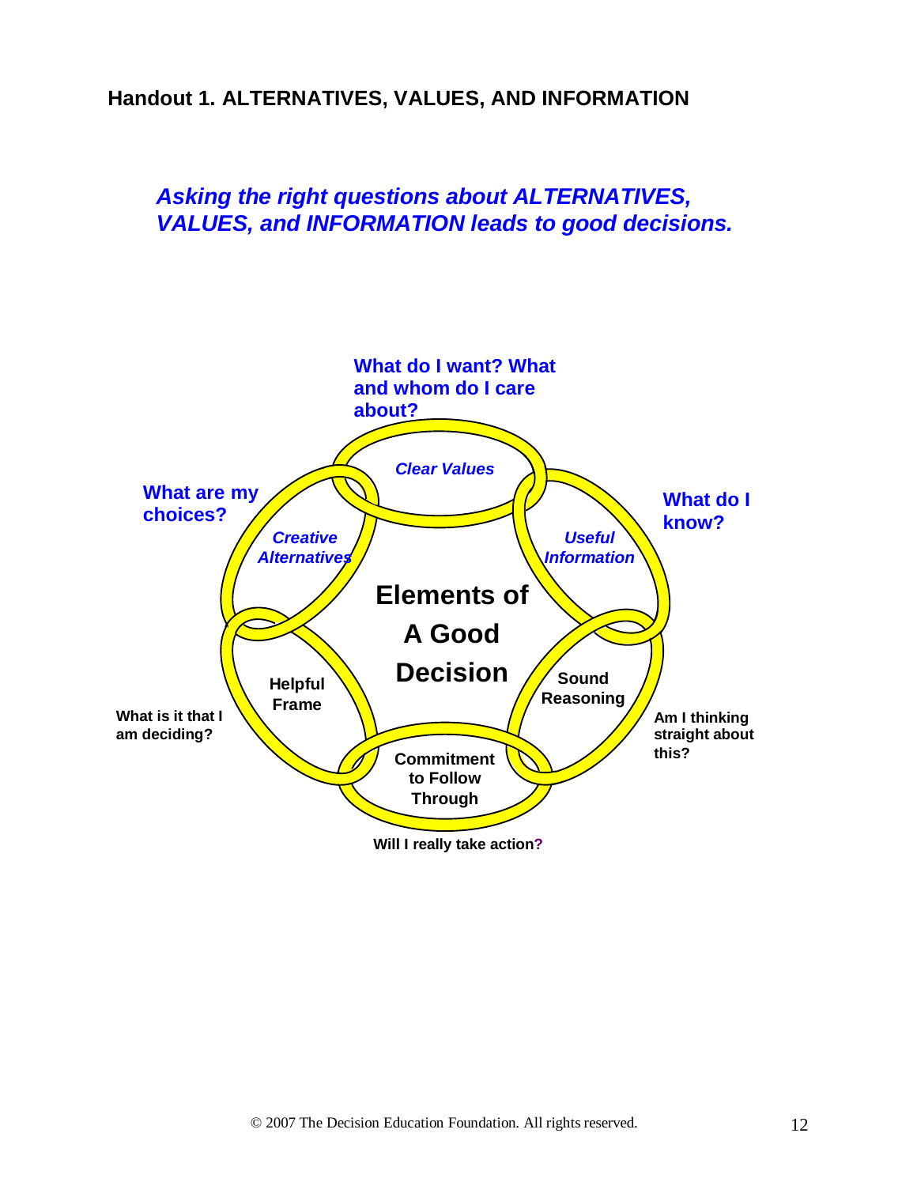## Handout 1. ALTERNATIVES, VALUES, AND INFORMATION

***Asking the right questions about ALTERNATIVES, VALUES, and INFORMATION leads to good decisions.***

**What do I want? What and whom do I care about?**

***Clear Values***

**What are my choices?**

***Creative Alternatives***

**What do I know?**

***Useful Information***

**Elements of A Good Decision**

**Helpful Frame**

**What is it that I am deciding?**

**Sound Reasoning**

**Am I thinking straight about this?**

**Commitment to Follow Through**

**Will I really take action?**

© 2007 The Decision Education Foundation. All rights reserved.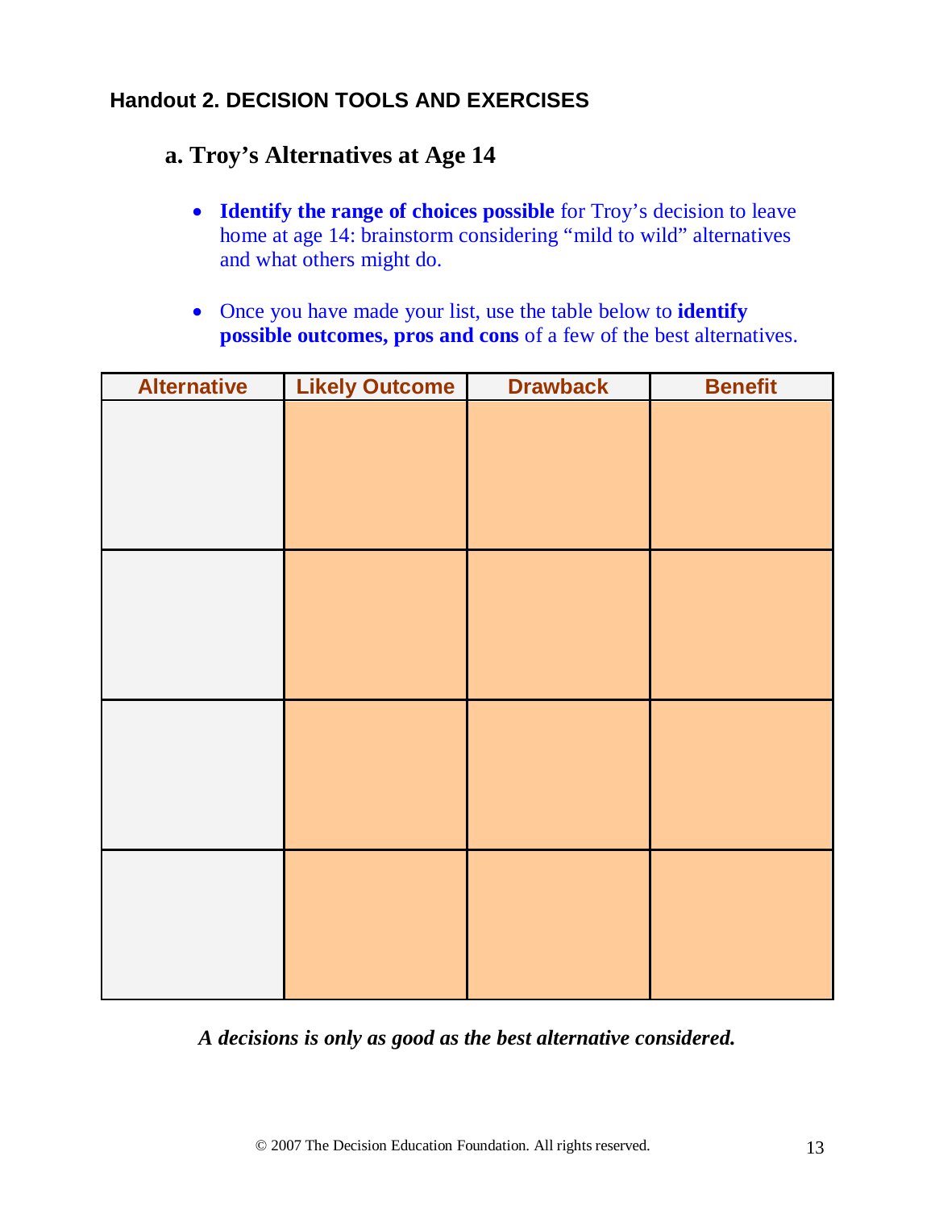## Handout 2. DECISION TOOLS AND EXERCISES

### a. Troy's Alternatives at Age 14

- **Identify the range of choices possible** for Troy's decision to leave home at age 14: brainstorm considering "mild to wild" alternatives and what others might do.
- Once you have made your list, use the table below to **identify possible outcomes, pros and cons** of a few of the best alternatives.

| Alternative | Likely Outcome | Drawback | Benefit |
|---|---|---|---|
| | | | |
| | | | |
| | | | |
| | | | |

***A decisions is only as good as the best alternative considered.***

© 2007 The Decision Education Foundation. All rights reserved.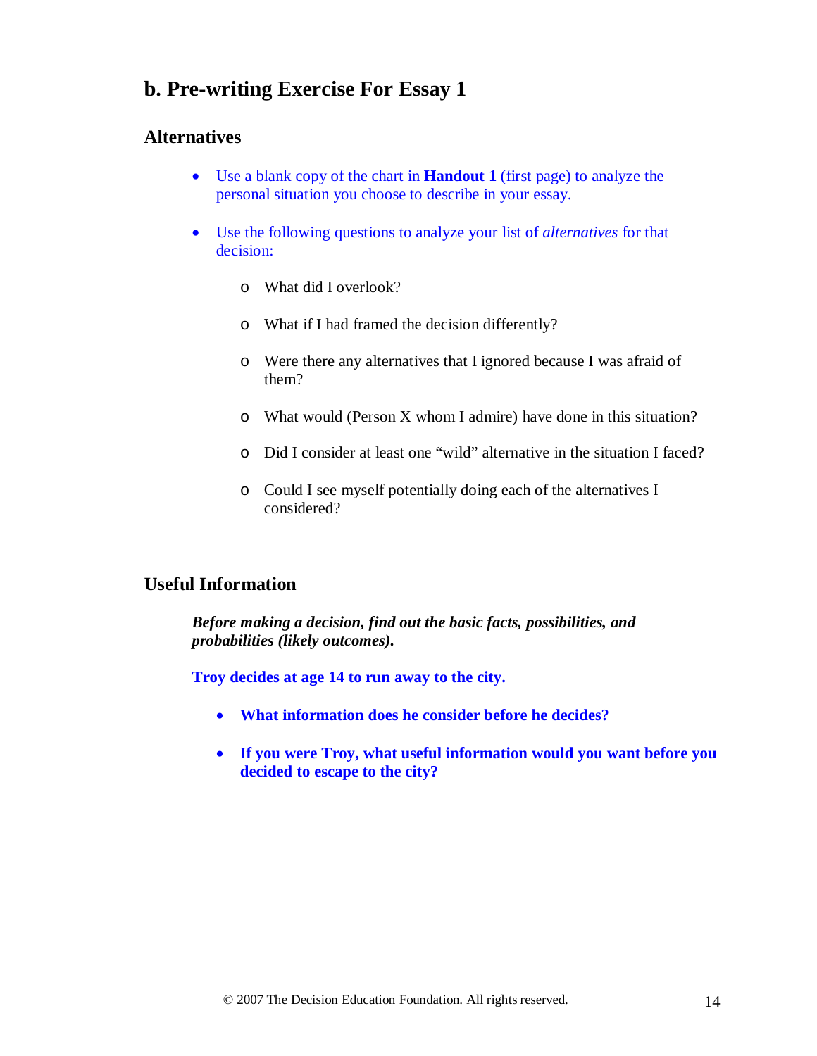## b. Pre-writing Exercise For Essay 1

### Alternatives

- Use a blank copy of the chart in **Handout 1** (first page) to analyze the personal situation you choose to describe in your essay.

- Use the following questions to analyze your list of *alternatives* for that decision:

    - What did I overlook?

    - What if I had framed the decision differently?

    - Were there any alternatives that I ignored because I was afraid of them?

    - What would (Person X whom I admire) have done in this situation?

    - Did I consider at least one "wild" alternative in the situation I faced?

    - Could I see myself potentially doing each of the alternatives I considered?

### Useful Information

***Before making a decision, find out the basic facts, possibilities, and probabilities (likely outcomes).***

**Troy decides at age 14 to run away to the city.**

- **What information does he consider before he decides?**

- **If you were Troy, what useful information would you want before you decided to escape to the city?**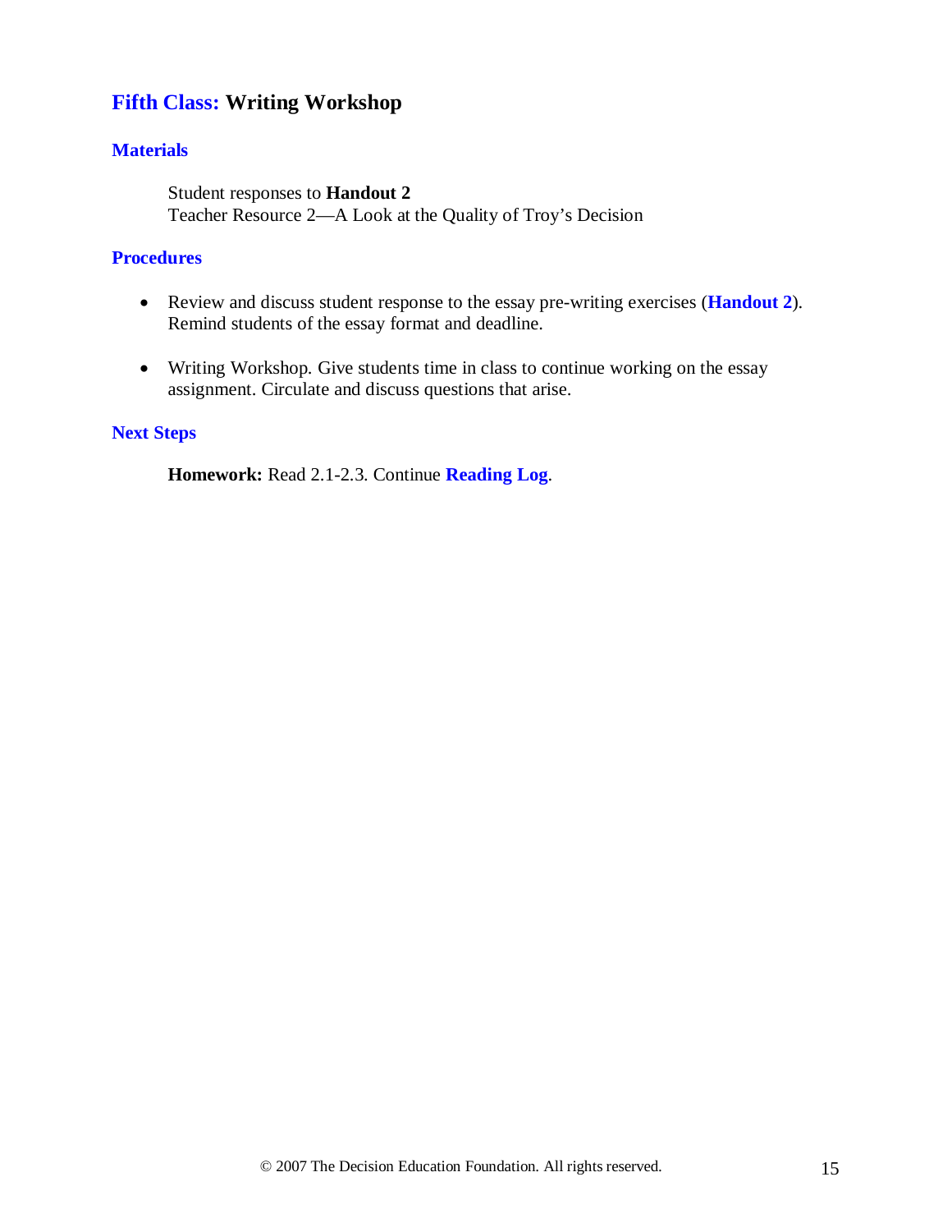## Fifth Class: Writing Workshop

### Materials

Student responses to **Handout 2**
Teacher Resource 2—A Look at the Quality of Troy's Decision

### Procedures

- Review and discuss student response to the essay pre-writing exercises (**Handout 2**). Remind students of the essay format and deadline.

- Writing Workshop. Give students time in class to continue working on the essay assignment. Circulate and discuss questions that arise.

### Next Steps

**Homework:** Read 2.1-2.3. Continue **Reading Log**.

© 2007 The Decision Education Foundation. All rights reserved.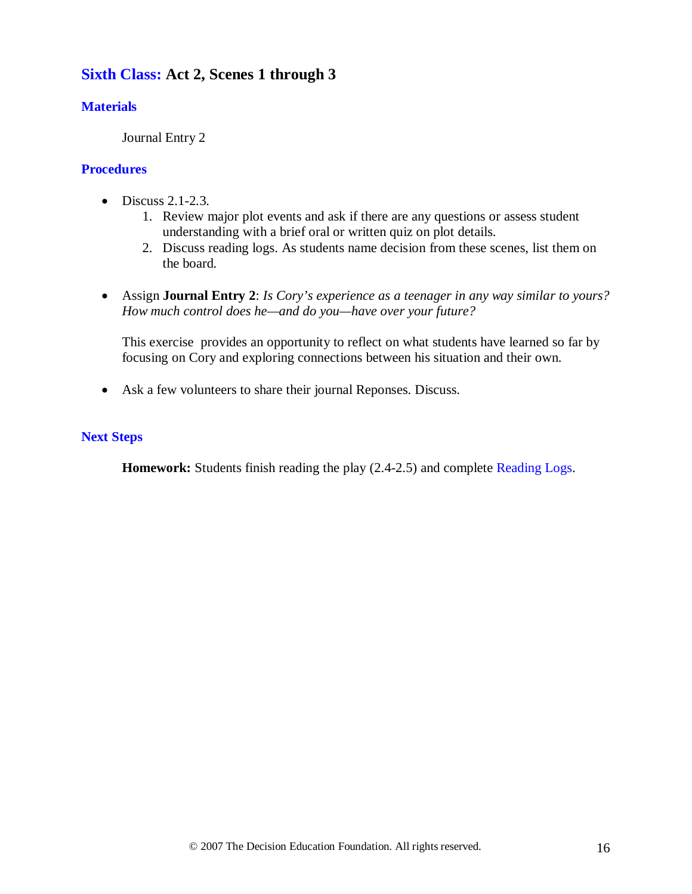## Sixth Class: Act 2, Scenes 1 through 3

### Materials

Journal Entry 2

### Procedures

- Discuss 2.1-2.3.
    1. Review major plot events and ask if there are any questions or assess student understanding with a brief oral or written quiz on plot details.
    2. Discuss reading logs. As students name decision from these scenes, list them on the board.

- Assign **Journal Entry 2**: *Is Cory's experience as a teenager in any way similar to yours? How much control does he—and do you—have over your future?*

  This exercise provides an opportunity to reflect on what students have learned so far by focusing on Cory and exploring connections between his situation and their own.

- Ask a few volunteers to share their journal Reponses. Discuss.

### Next Steps

**Homework:** Students finish reading the play (2.4-2.5) and complete Reading Logs.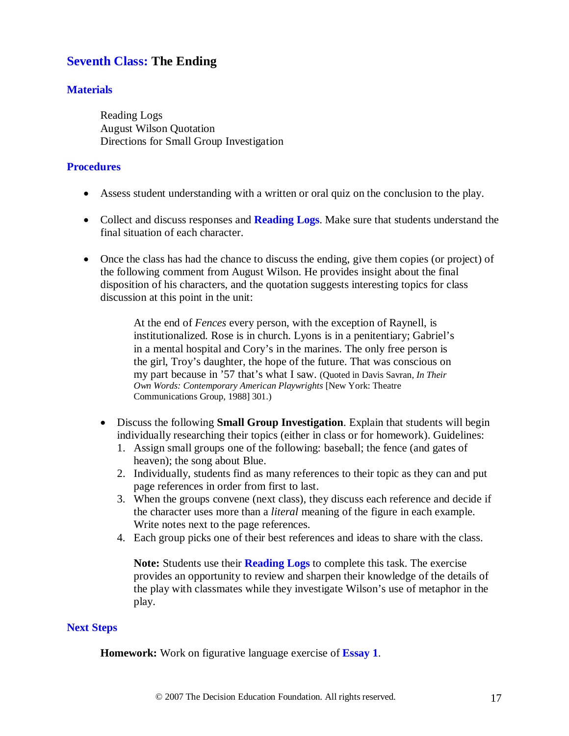## Seventh Class: The Ending

### Materials

Reading Logs
August Wilson Quotation
Directions for Small Group Investigation

### Procedures

- Assess student understanding with a written or oral quiz on the conclusion to the play.
- Collect and discuss responses and **Reading Logs**. Make sure that students understand the final situation of each character.
- Once the class has had the chance to discuss the ending, give them copies (or project) of the following comment from August Wilson. He provides insight about the final disposition of his characters, and the quotation suggests interesting topics for class discussion at this point in the unit:

> At the end of *Fences* every person, with the exception of Raynell, is institutionalized. Rose is in church. Lyons is in a penitentiary; Gabriel's in a mental hospital and Cory's in the marines. The only free person is the girl, Troy's daughter, the hope of the future. That was conscious on my part because in '57 that's what I saw. (Quoted in Davis Savran, *In Their Own Words: Contemporary American Playwrights* [New York: Theatre Communications Group, 1988] 301.)

- Discuss the following **Small Group Investigation**. Explain that students will begin individually researching their topics (either in class or for homework). Guidelines:
  1. Assign small groups one of the following: baseball; the fence (and gates of heaven); the song about Blue.
  2. Individually, students find as many references to their topic as they can and put page references in order from first to last.
  3. When the groups convene (next class), they discuss each reference and decide if the character uses more than a *literal* meaning of the figure in each example. Write notes next to the page references.
  4. Each group picks one of their best references and ideas to share with the class.

  **Note:** Students use their **Reading Logs** to complete this task. The exercise provides an opportunity to review and sharpen their knowledge of the details of the play with classmates while they investigate Wilson's use of metaphor in the play.

### Next Steps

**Homework:** Work on figurative language exercise of **Essay 1**.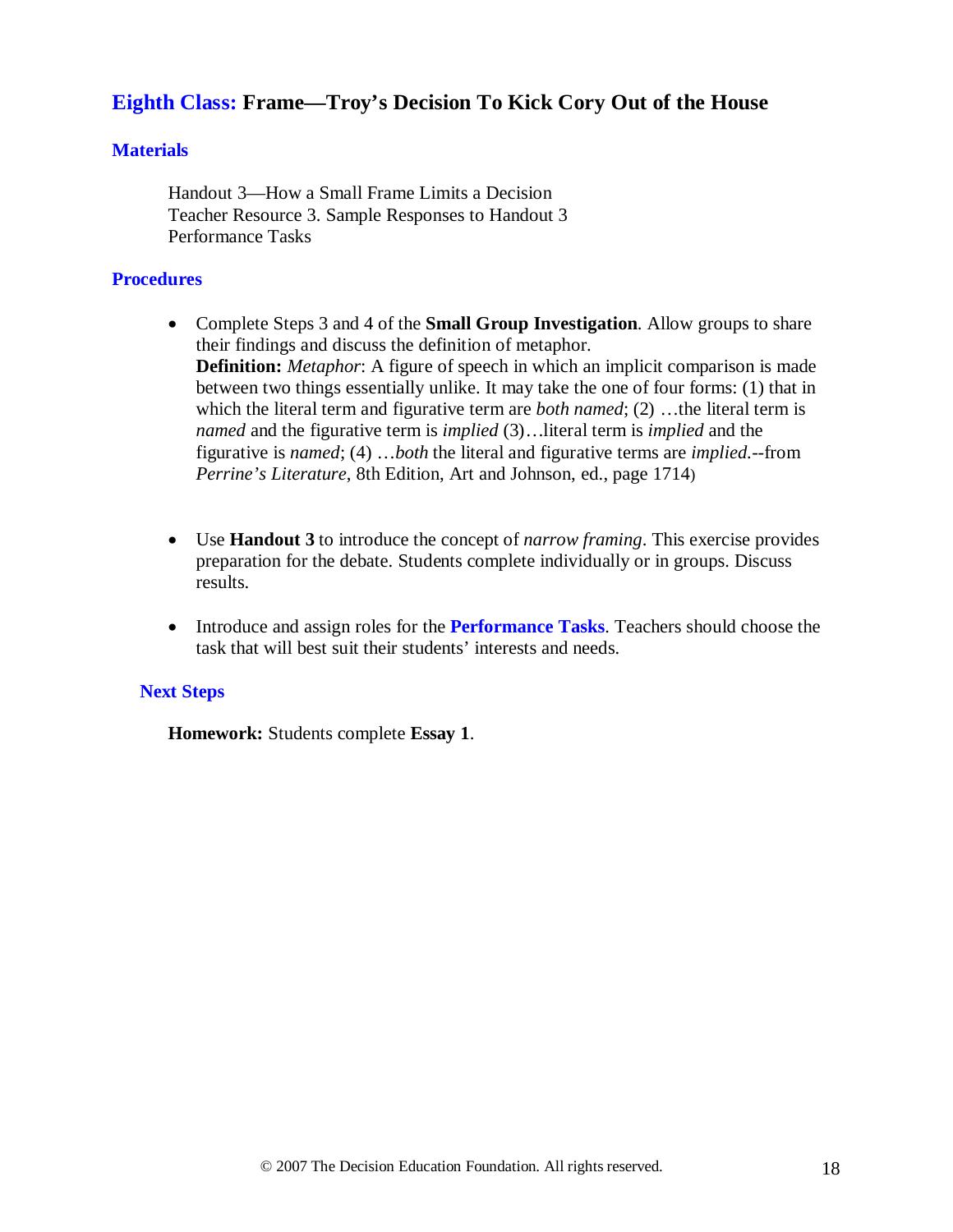## Eighth Class: Frame—Troy's Decision To Kick Cory Out of the House

### Materials

Handout 3—How a Small Frame Limits a Decision
Teacher Resource 3. Sample Responses to Handout 3
Performance Tasks

### Procedures

- Complete Steps 3 and 4 of the **Small Group Investigation**. Allow groups to share their findings and discuss the definition of metaphor.
  **Definition:** *Metaphor*: A figure of speech in which an implicit comparison is made between two things essentially unlike. It may take the one of four forms: (1) that in which the literal term and figurative term are *both named*; (2) …the literal term is *named* and the figurative term is *implied* (3)…literal term is *implied* and the figurative is *named*; (4) …*both* the literal and figurative terms are *implied*.--from *Perrine's Literature*, 8th Edition, Art and Johnson, ed., page 1714)

- Use **Handout 3** to introduce the concept of *narrow framing*. This exercise provides preparation for the debate. Students complete individually or in groups. Discuss results.

- Introduce and assign roles for the **Performance Tasks**. Teachers should choose the task that will best suit their students' interests and needs.

### Next Steps

**Homework:** Students complete **Essay 1**.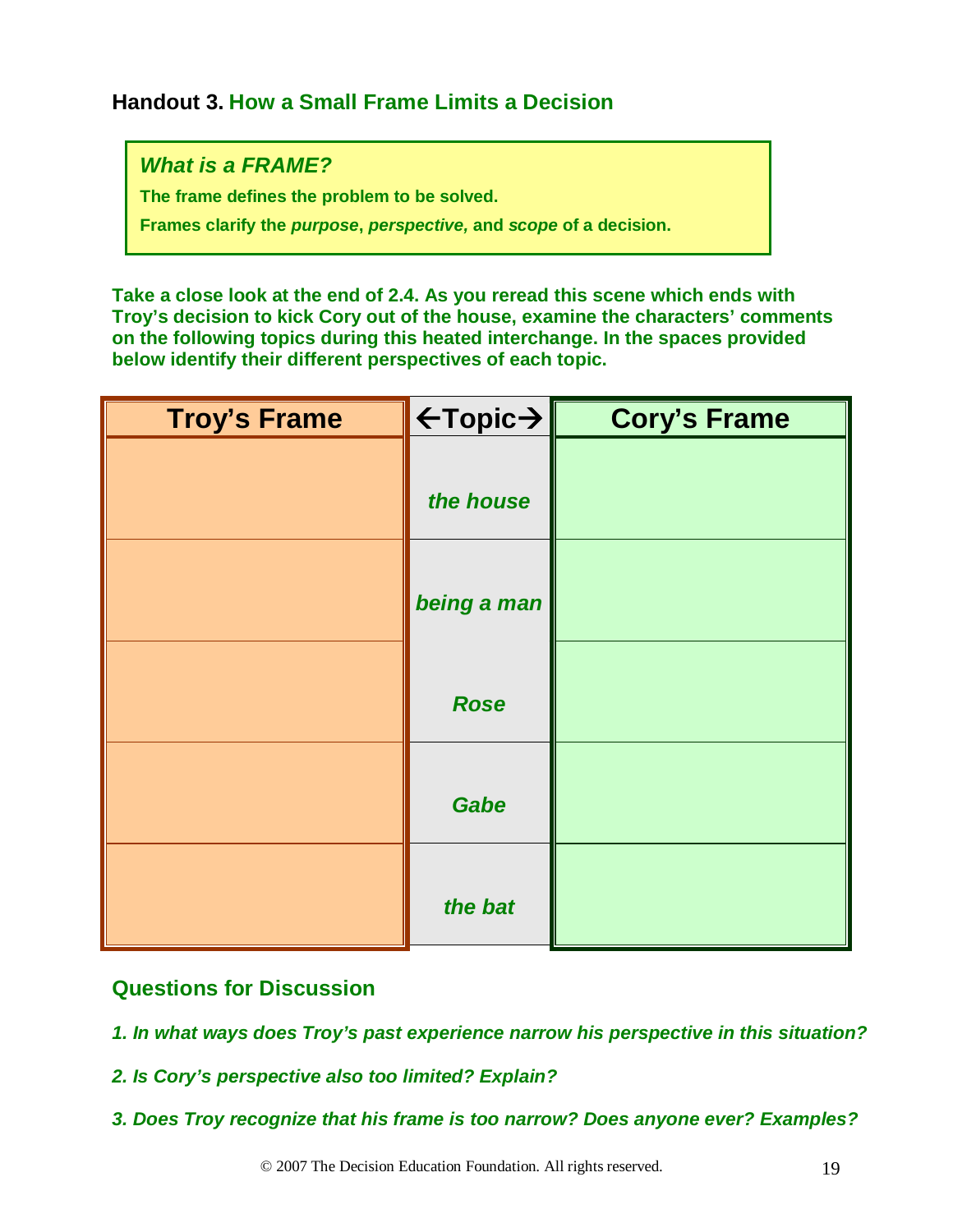## Handout 3. How a Small Frame Limits a Decision

> ***What is a FRAME?***
>
> **The frame defines the problem to be solved.**
>
> **Frames clarify the *purpose*, *perspective,* and *scope* of a decision.**

**Take a close look at the end of 2.4. As you reread this scene which ends with Troy's decision to kick Cory out of the house, examine the characters' comments on the following topics during this heated interchange. In the spaces provided below identify their different perspectives of each topic.**

| Troy's Frame | ←Topic→ | Cory's Frame |
|---|---|---|
| | *the house* | |
| | *being a man* | |
| | *Rose* | |
| | *Gabe* | |
| | *the bat* | |

### Questions for Discussion

***1. In what ways does Troy's past experience narrow his perspective in this situation?***

***2. Is Cory's perspective also too limited? Explain?***

***3. Does Troy recognize that his frame is too narrow? Does anyone ever? Examples?***

© 2007 The Decision Education Foundation. All rights reserved.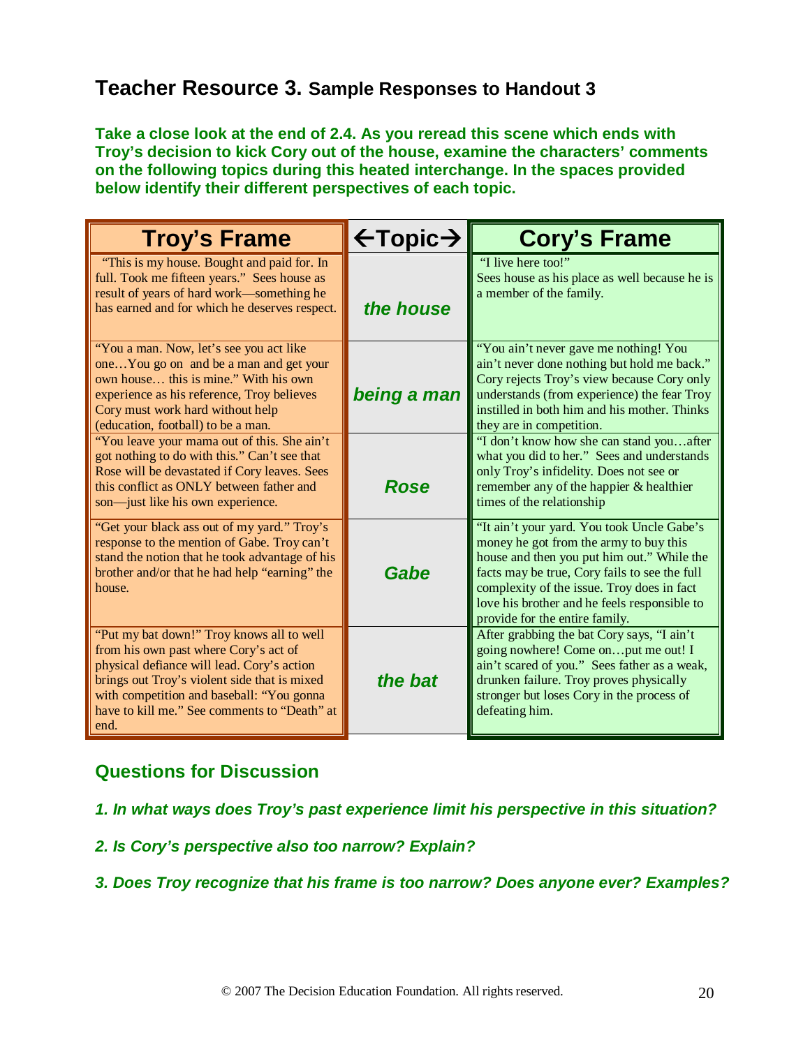# Teacher Resource 3. Sample Responses to Handout 3

**Take a close look at the end of 2.4. As you reread this scene which ends with Troy's decision to kick Cory out of the house, examine the characters' comments on the following topics during this heated interchange. In the spaces provided below identify their different perspectives of each topic.**

| Troy's Frame | ←Topic→ | Cory's Frame |
|---|---|---|
| "This is my house. Bought and paid for. In full. Took me fifteen years." Sees house as result of years of hard work—something he has earned and for which he deserves respect. | ***the house*** | "I live here too!" Sees house as his place as well because he is a member of the family. |
| "You a man. Now, let's see you act like one…You go on and be a man and get your own house… this is mine." With his own experience as his reference, Troy believes Cory must work hard without help (education, football) to be a man. | ***being a man*** | "You ain't never gave me nothing! You ain't never done nothing but hold me back." Cory rejects Troy's view because Cory only understands (from experience) the fear Troy instilled in both him and his mother. Thinks they are in competition. |
| "You leave your mama out of this. She ain't got nothing to do with this." Can't see that Rose will be devastated if Cory leaves. Sees this conflict as ONLY between father and son—just like his own experience. | ***Rose*** | "I don't know how she can stand you…after what you did to her." Sees and understands only Troy's infidelity. Does not see or remember any of the happier & healthier times of the relationship |
| "Get your black ass out of my yard." Troy's response to the mention of Gabe. Troy can't stand the notion that he took advantage of his brother and/or that he had help "earning" the house. | ***Gabe*** | "It ain't your yard. You took Uncle Gabe's money he got from the army to buy this house and then you put him out." While the facts may be true, Cory fails to see the full complexity of the issue. Troy does in fact love his brother and he feels responsible to provide for the entire family. |
| "Put my bat down!" Troy knows all to well from his own past where Cory's act of physical defiance will lead. Cory's action brings out Troy's violent side that is mixed with competition and baseball: "You gonna have to kill me." See comments to "Death" at end. | ***the bat*** | After grabbing the bat Cory says, "I ain't going nowhere! Come on…put me out! I ain't scared of you." Sees father as a weak, drunken failure. Troy proves physically stronger but loses Cory in the process of defeating him. |

## Questions for Discussion

***1. In what ways does Troy's past experience limit his perspective in this situation?***

***2. Is Cory's perspective also too narrow? Explain?***

***3. Does Troy recognize that his frame is too narrow? Does anyone ever? Examples?***

© 2007 The Decision Education Foundation. All rights reserved.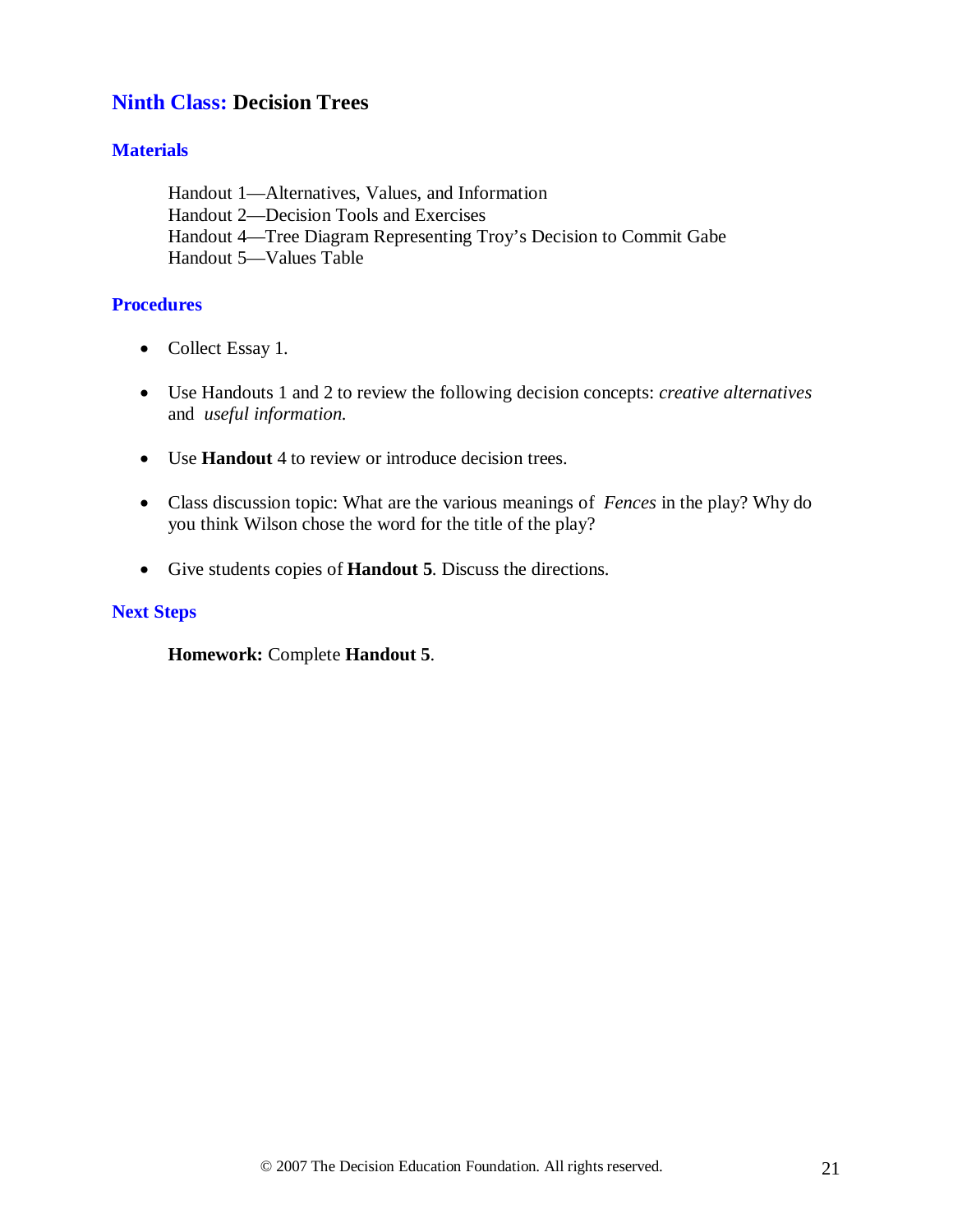## Ninth Class: Decision Trees

### Materials

Handout 1—Alternatives, Values, and Information
Handout 2—Decision Tools and Exercises
Handout 4—Tree Diagram Representing Troy's Decision to Commit Gabe
Handout 5—Values Table

### Procedures

- Collect Essay 1.
- Use Handouts 1 and 2 to review the following decision concepts: *creative alternatives* and *useful information.*
- Use **Handout** 4 to review or introduce decision trees.
- Class discussion topic: What are the various meanings of *Fences* in the play? Why do you think Wilson chose the word for the title of the play?
- Give students copies of **Handout 5**. Discuss the directions.

### Next Steps

**Homework:** Complete **Handout 5**.

© 2007 The Decision Education Foundation. All rights reserved.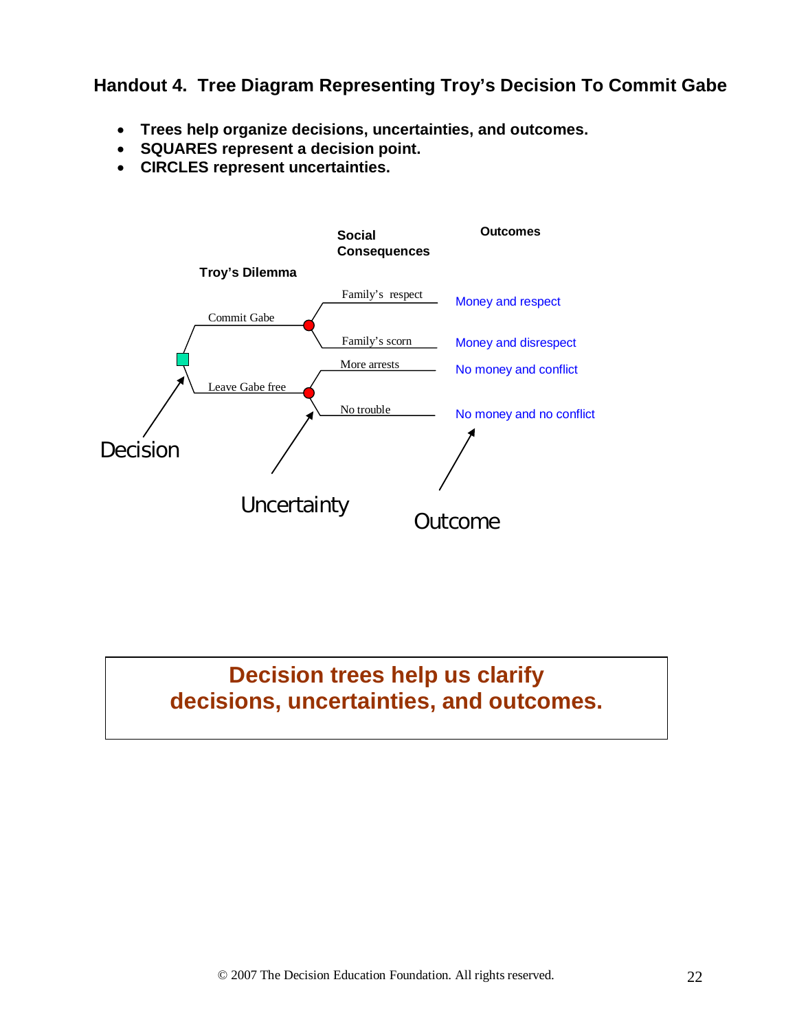## Handout 4. Tree Diagram Representing Troy's Decision To Commit Gabe

- **Trees help organize decisions, uncertainties, and outcomes.**
- **SQUARES represent a decision point.**
- **CIRCLES represent uncertainties.**

**Troy's Dilemma**

**Social Consequences**

**Outcomes**

Commit Gabe
- Family's respect — Money and respect
- Family's scorn — Money and disrespect

Leave Gabe free
- More arrests — No money and conflict
- No trouble — No money and no conflict

Decision

Uncertainty

Outcome

**Decision trees help us clarify decisions, uncertainties, and outcomes.**

© 2007 The Decision Education Foundation. All rights reserved.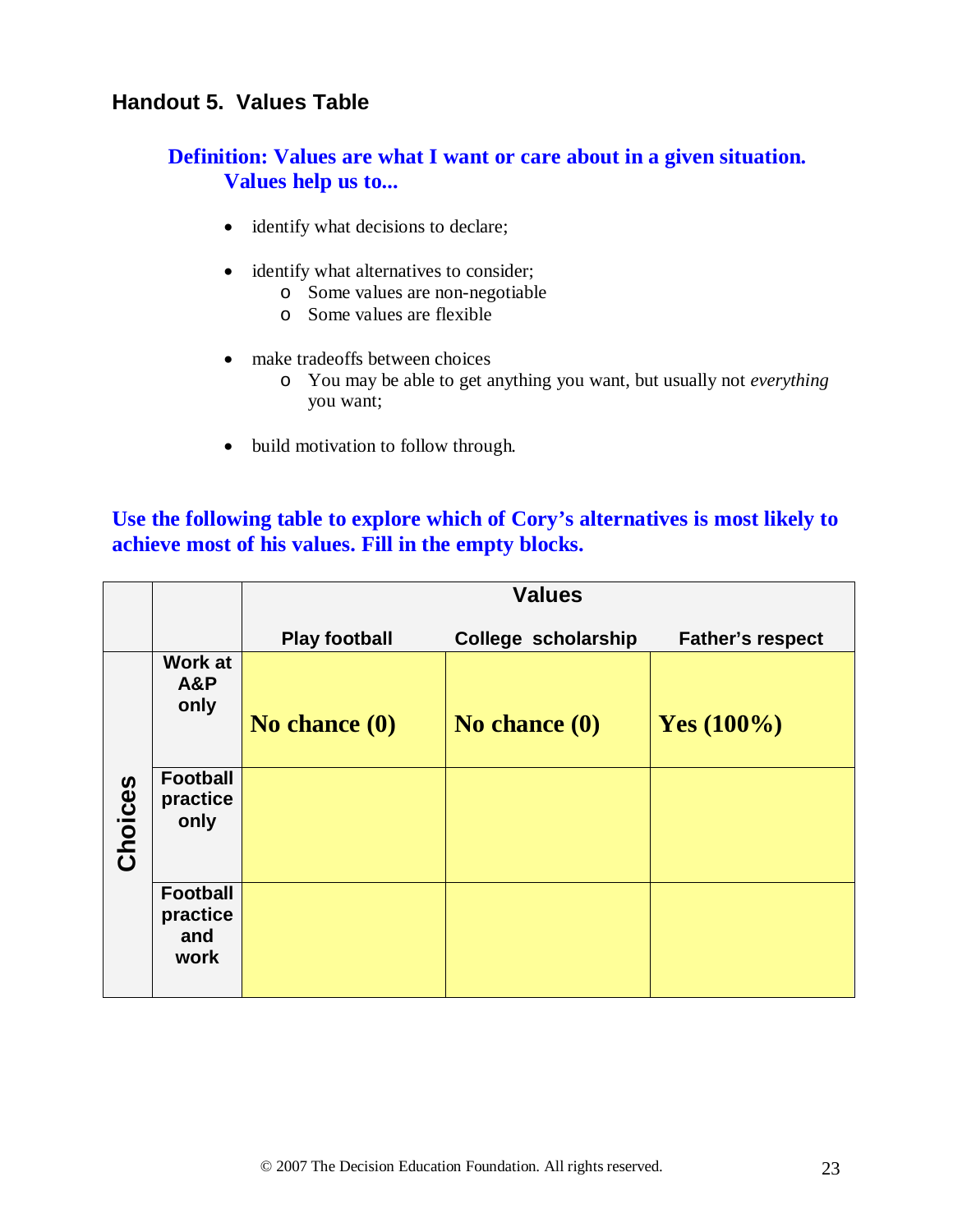## Handout 5. Values Table

**Definition: Values are what I want or care about in a given situation. Values help us to...**

- identify what decisions to declare;
- identify what alternatives to consider;
  - Some values are non-negotiable
  - Some values are flexible
- make tradeoffs between choices
  - You may be able to get anything you want, but usually not *everything* you want;
- build motivation to follow through.

**Use the following table to explore which of Cory's alternatives is most likely to achieve most of his values. Fill in the empty blocks.**

| | | Values | | |
|---|---|---|---|---|
| | | **Play football** | **College scholarship** | **Father's respect** |
| **Choices** | **Work at A&P only** | **No chance (0)** | **No chance (0)** | **Yes (100%)** |
| | **Football practice only** | | | |
| | **Football practice and work** | | | |

© 2007 The Decision Education Foundation. All rights reserved.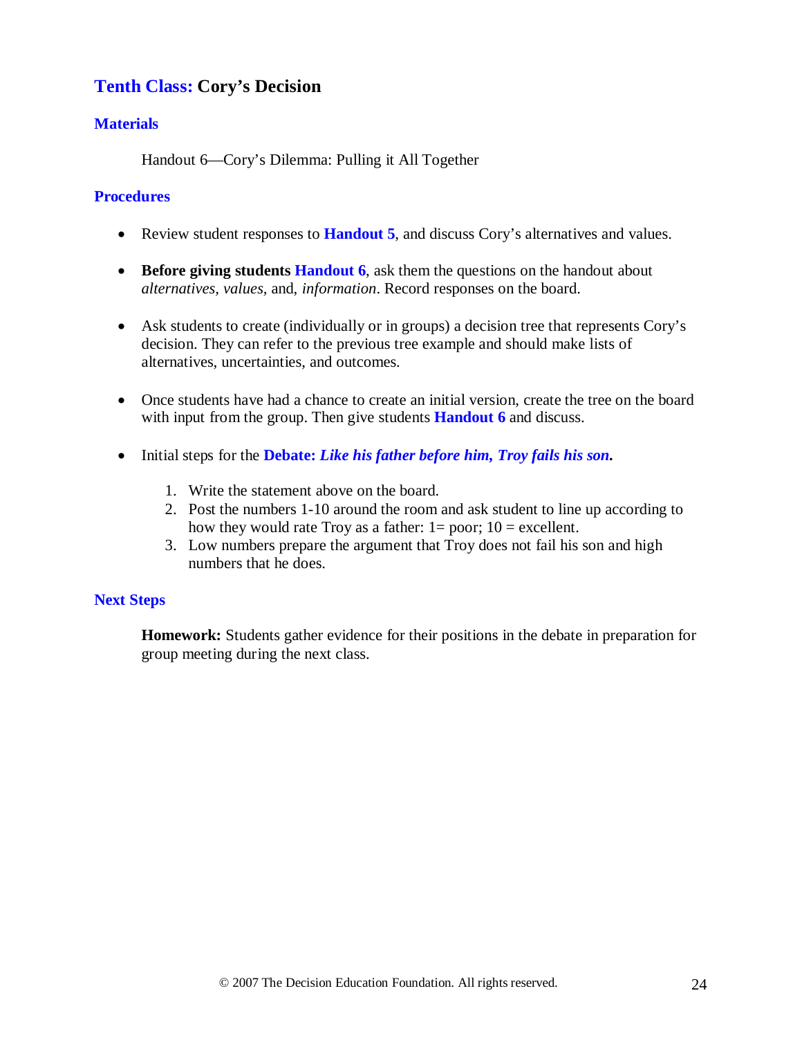## Tenth Class: Cory's Decision

### Materials

Handout 6—Cory's Dilemma: Pulling it All Together

### Procedures

- Review student responses to **Handout 5**, and discuss Cory's alternatives and values.
- **Before giving students Handout 6**, ask them the questions on the handout about *alternatives*, *values,* and, *information*. Record responses on the board.
- Ask students to create (individually or in groups) a decision tree that represents Cory's decision. They can refer to the previous tree example and should make lists of alternatives, uncertainties, and outcomes.
- Once students have had a chance to create an initial version, create the tree on the board with input from the group. Then give students **Handout 6** and discuss.
- Initial steps for the **Debate: *Like his father before him, Troy fails his son.***
  1. Write the statement above on the board.
  2. Post the numbers 1-10 around the room and ask student to line up according to how they would rate Troy as a father: 1= poor; 10 = excellent.
  3. Low numbers prepare the argument that Troy does not fail his son and high numbers that he does.

### Next Steps

**Homework:** Students gather evidence for their positions in the debate in preparation for group meeting during the next class.

© 2007 The Decision Education Foundation. All rights reserved.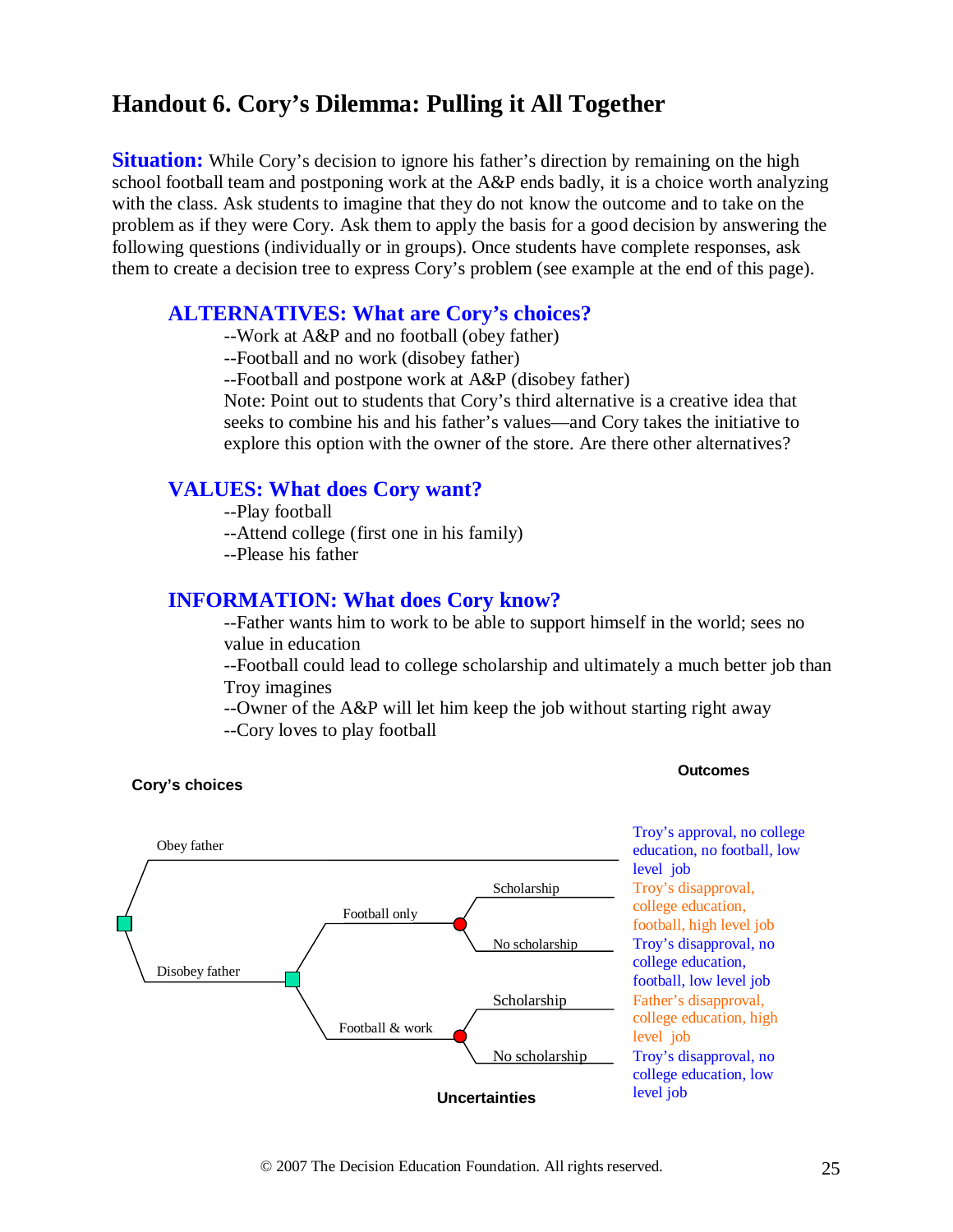# Handout 6. Cory's Dilemma: Pulling it All Together

**Situation:** While Cory's decision to ignore his father's direction by remaining on the high school football team and postponing work at the A&P ends badly, it is a choice worth analyzing with the class. Ask students to imagine that they do not know the outcome and to take on the problem as if they were Cory. Ask them to apply the basis for a good decision by answering the following questions (individually or in groups). Once students have complete responses, ask them to create a decision tree to express Cory's problem (see example at the end of this page).

## ALTERNATIVES: What are Cory's choices?

--Work at A&P and no football (obey father)
--Football and no work (disobey father)
--Football and postpone work at A&P (disobey father)
Note: Point out to students that Cory's third alternative is a creative idea that seeks to combine his and his father's values—and Cory takes the initiative to explore this option with the owner of the store. Are there other alternatives?

## VALUES: What does Cory want?

--Play football
--Attend college (first one in his family)
--Please his father

## INFORMATION: What does Cory know?

--Father wants him to work to be able to support himself in the world; sees no value in education
--Football could lead to college scholarship and ultimately a much better job than Troy imagines
--Owner of the A&P will let him keep the job without starting right away
--Cory loves to play football

| Cory's choices | | Uncertainties | Outcomes |
|---|---|---|---|
| Obey father | | | Troy's approval, no college education, no football, low level job |
| Disobey father | Football only | Scholarship | Troy's disapproval, college education, football, high level job |
| | | No scholarship | Troy's disapproval, no college education, football, low level job |
| | Football & work | Scholarship | Father's disapproval, college education, high level job |
| | | No scholarship | Troy's disapproval, no college education, low level job |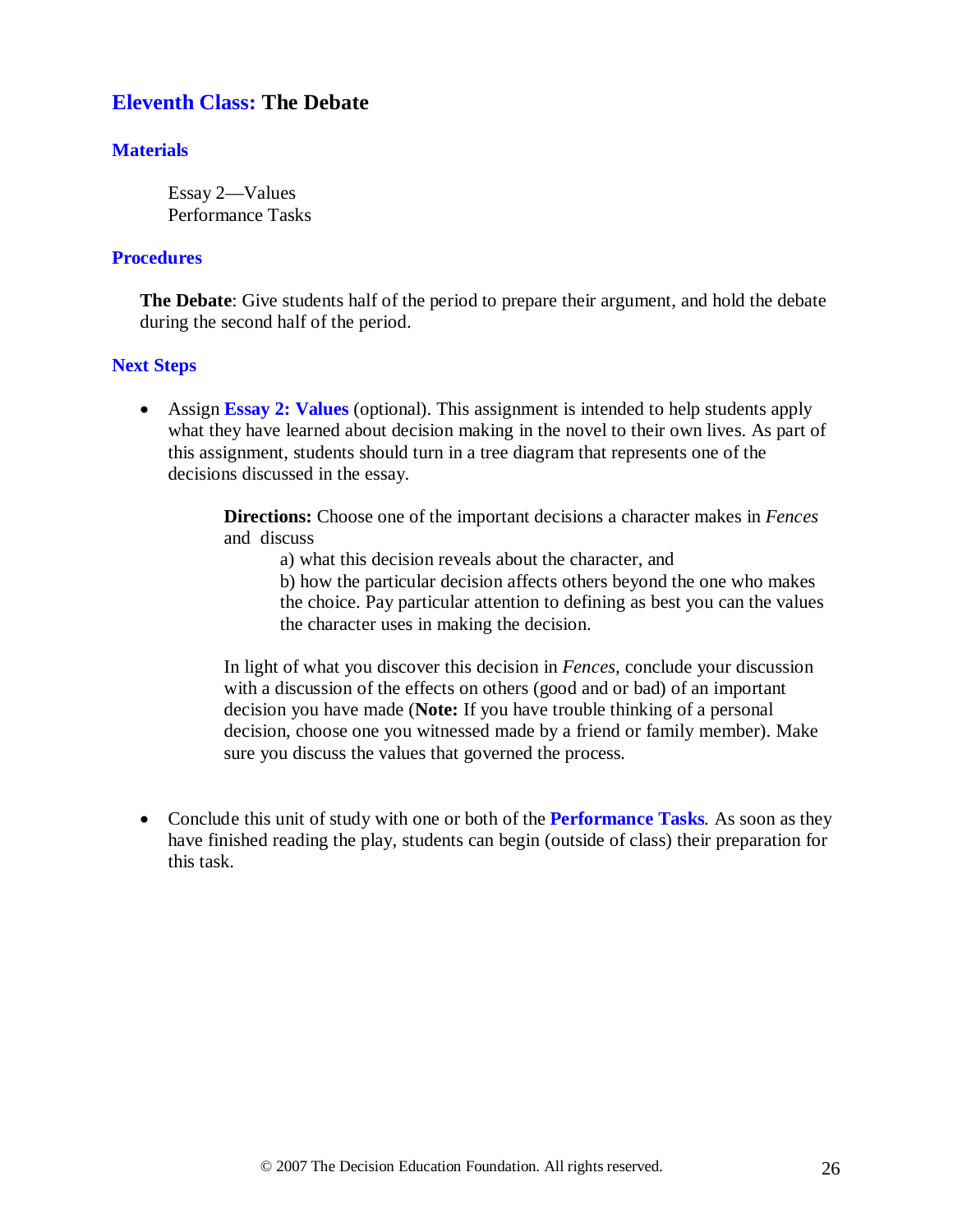## Eleventh Class: The Debate

### Materials

Essay 2—Values
Performance Tasks

### Procedures

**The Debate**: Give students half of the period to prepare their argument, and hold the debate during the second half of the period.

### Next Steps

- Assign **Essay 2: Values** (optional). This assignment is intended to help students apply what they have learned about decision making in the novel to their own lives. As part of this assignment, students should turn in a tree diagram that represents one of the decisions discussed in the essay.

  > **Directions:** Choose one of the important decisions a character makes in *Fences* and discuss
  >
  > a) what this decision reveals about the character, and
  >
  > b) how the particular decision affects others beyond the one who makes the choice. Pay particular attention to defining as best you can the values the character uses in making the decision.
  >
  > In light of what you discover this decision in *Fences*, conclude your discussion with a discussion of the effects on others (good and or bad) of an important decision you have made (**Note:** If you have trouble thinking of a personal decision, choose one you witnessed made by a friend or family member). Make sure you discuss the values that governed the process.

- Conclude this unit of study with one or both of the **Performance Tasks**. As soon as they have finished reading the play, students can begin (outside of class) their preparation for this task.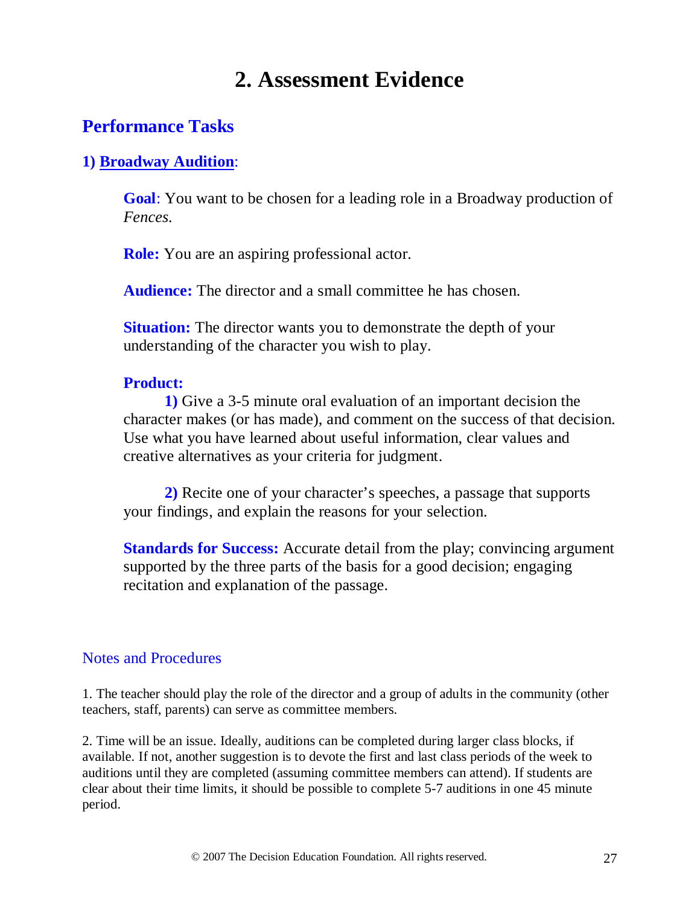# 2. Assessment Evidence

## Performance Tasks

### 1) Broadway Audition:

**Goal**: You want to be chosen for a leading role in a Broadway production of *Fences*.

**Role:** You are an aspiring professional actor.

**Audience:** The director and a small committee he has chosen.

**Situation:** The director wants you to demonstrate the depth of your understanding of the character you wish to play.

**Product:**

**1)** Give a 3-5 minute oral evaluation of an important decision the character makes (or has made), and comment on the success of that decision. Use what you have learned about useful information, clear values and creative alternatives as your criteria for judgment.

**2)** Recite one of your character's speeches, a passage that supports your findings, and explain the reasons for your selection.

**Standards for Success:** Accurate detail from the play; convincing argument supported by the three parts of the basis for a good decision; engaging recitation and explanation of the passage.

### Notes and Procedures

1. The teacher should play the role of the director and a group of adults in the community (other teachers, staff, parents) can serve as committee members.

2. Time will be an issue. Ideally, auditions can be completed during larger class blocks, if available. If not, another suggestion is to devote the first and last class periods of the week to auditions until they are completed (assuming committee members can attend). If students are clear about their time limits, it should be possible to complete 5-7 auditions in one 45 minute period.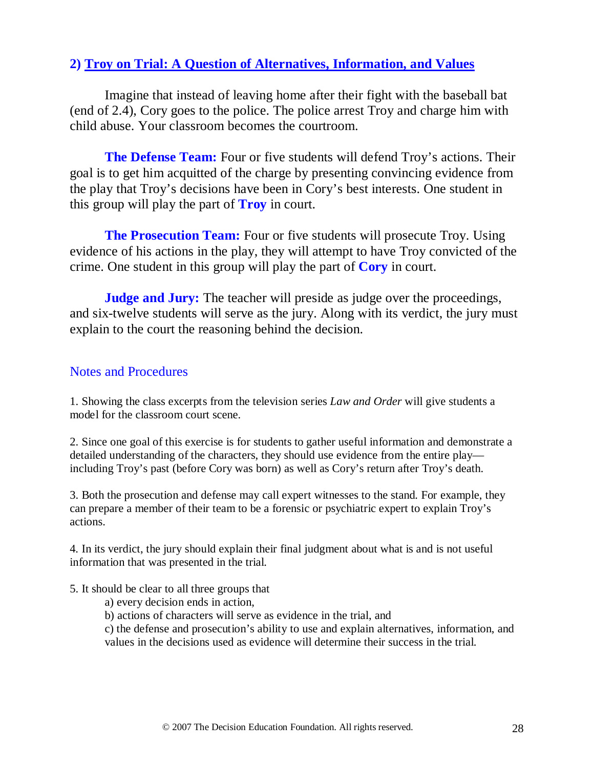## 2) Troy on Trial: A Question of Alternatives, Information, and Values

Imagine that instead of leaving home after their fight with the baseball bat (end of 2.4), Cory goes to the police. The police arrest Troy and charge him with child abuse. Your classroom becomes the courtroom.

**The Defense Team:** Four or five students will defend Troy's actions. Their goal is to get him acquitted of the charge by presenting convincing evidence from the play that Troy's decisions have been in Cory's best interests. One student in this group will play the part of **Troy** in court.

**The Prosecution Team:** Four or five students will prosecute Troy. Using evidence of his actions in the play, they will attempt to have Troy convicted of the crime. One student in this group will play the part of **Cory** in court.

**Judge and Jury:** The teacher will preside as judge over the proceedings, and six-twelve students will serve as the jury. Along with its verdict, the jury must explain to the court the reasoning behind the decision.

### Notes and Procedures

1. Showing the class excerpts from the television series *Law and Order* will give students a model for the classroom court scene.

2. Since one goal of this exercise is for students to gather useful information and demonstrate a detailed understanding of the characters, they should use evidence from the entire play—including Troy's past (before Cory was born) as well as Cory's return after Troy's death.

3. Both the prosecution and defense may call expert witnesses to the stand. For example, they can prepare a member of their team to be a forensic or psychiatric expert to explain Troy's actions.

4. In its verdict, the jury should explain their final judgment about what is and is not useful information that was presented in the trial.

5. It should be clear to all three groups that
   a) every decision ends in action,
   b) actions of characters will serve as evidence in the trial, and
   c) the defense and prosecution's ability to use and explain alternatives, information, and values in the decisions used as evidence will determine their success in the trial.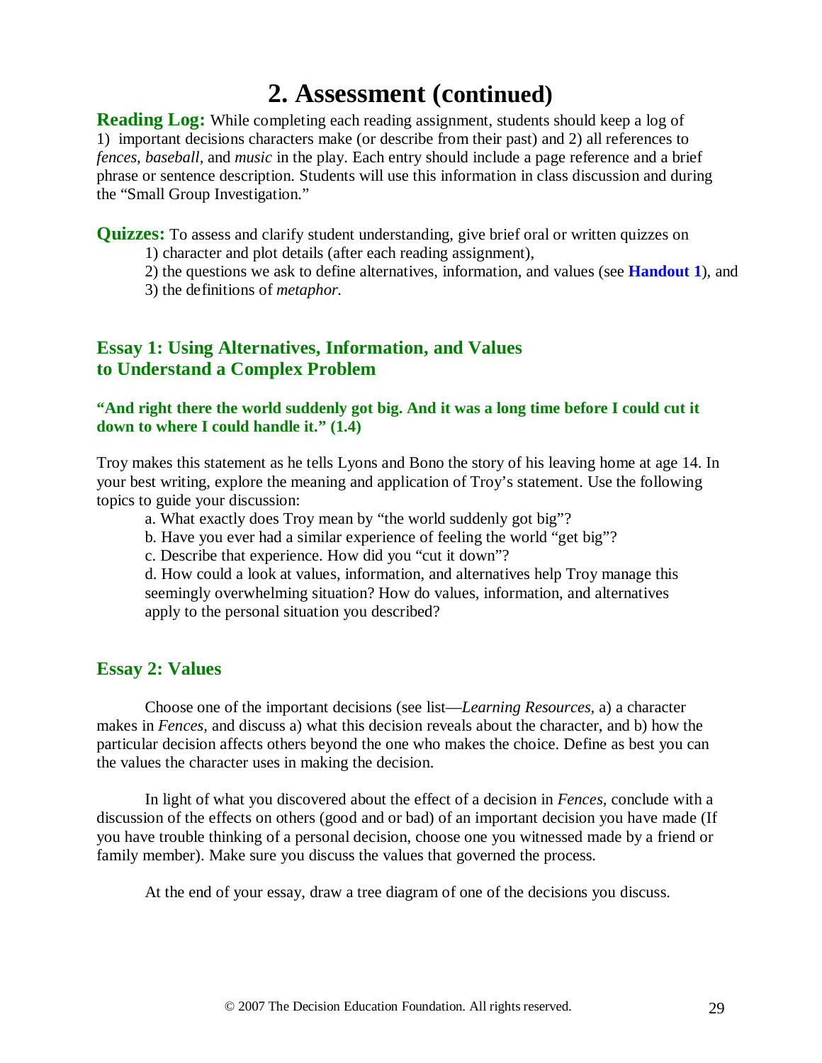# 2. Assessment (continued)

**Reading Log:** While completing each reading assignment, students should keep a log of 1) important decisions characters make (or describe from their past) and 2) all references to *fences, baseball,* and *music* in the play. Each entry should include a page reference and a brief phrase or sentence description. Students will use this information in class discussion and during the "Small Group Investigation."

**Quizzes:** To assess and clarify student understanding, give brief oral or written quizzes on

1) character and plot details (after each reading assignment),
2) the questions we ask to define alternatives, information, and values (see **Handout 1**), and
3) the definitions of *metaphor.*

## Essay 1: Using Alternatives, Information, and Values to Understand a Complex Problem

**"And right there the world suddenly got big. And it was a long time before I could cut it down to where I could handle it." (1.4)**

Troy makes this statement as he tells Lyons and Bono the story of his leaving home at age 14. In your best writing, explore the meaning and application of Troy's statement. Use the following topics to guide your discussion:

a. What exactly does Troy mean by "the world suddenly got big"?
b. Have you ever had a similar experience of feeling the world "get big"?
c. Describe that experience. How did you "cut it down"?
d. How could a look at values, information, and alternatives help Troy manage this seemingly overwhelming situation? How do values, information, and alternatives apply to the personal situation you described?

## Essay 2: Values

Choose one of the important decisions (see list—*Learning Resources,* a) a character makes in *Fences,* and discuss a) what this decision reveals about the character, and b) how the particular decision affects others beyond the one who makes the choice. Define as best you can the values the character uses in making the decision.

In light of what you discovered about the effect of a decision in *Fences,* conclude with a discussion of the effects on others (good and or bad) of an important decision you have made (If you have trouble thinking of a personal decision, choose one you witnessed made by a friend or family member). Make sure you discuss the values that governed the process.

At the end of your essay, draw a tree diagram of one of the decisions you discuss.

© 2007 The Decision Education Foundation. All rights reserved.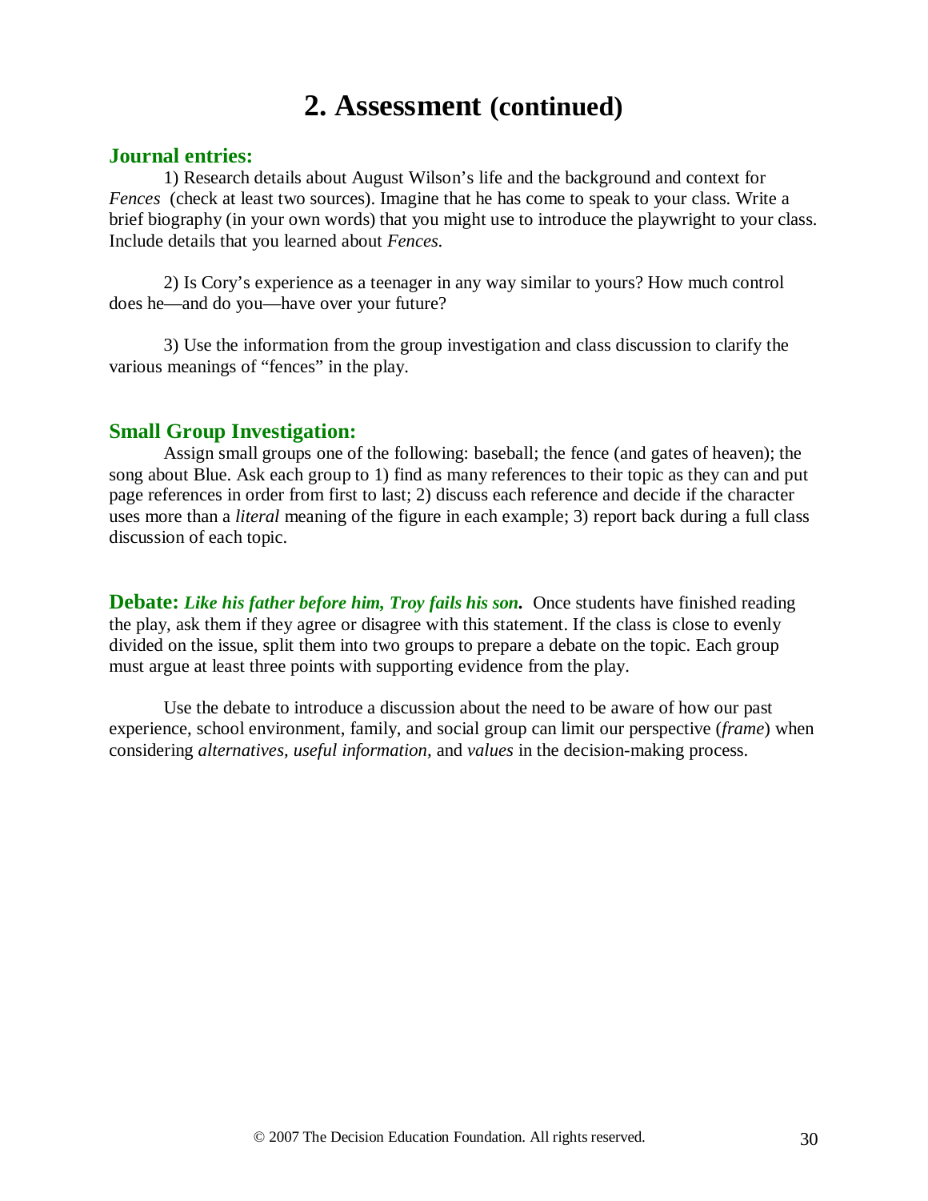# 2. Assessment (continued)

## Journal entries:

1) Research details about August Wilson's life and the background and context for *Fences* (check at least two sources). Imagine that he has come to speak to your class. Write a brief biography (in your own words) that you might use to introduce the playwright to your class. Include details that you learned about *Fences.*

2) Is Cory's experience as a teenager in any way similar to yours? How much control does he—and do you—have over your future?

3) Use the information from the group investigation and class discussion to clarify the various meanings of "fences" in the play.

## Small Group Investigation:

Assign small groups one of the following: baseball; the fence (and gates of heaven); the song about Blue. Ask each group to 1) find as many references to their topic as they can and put page references in order from first to last; 2) discuss each reference and decide if the character uses more than a *literal* meaning of the figure in each example; 3) report back during a full class discussion of each topic.

**Debate:** ***Like his father before him, Troy fails his son.*** Once students have finished reading the play, ask them if they agree or disagree with this statement. If the class is close to evenly divided on the issue, split them into two groups to prepare a debate on the topic. Each group must argue at least three points with supporting evidence from the play.

Use the debate to introduce a discussion about the need to be aware of how our past experience, school environment, family, and social group can limit our perspective (*frame*) when considering *alternatives, useful information,* and *values* in the decision-making process.

© 2007 The Decision Education Foundation. All rights reserved.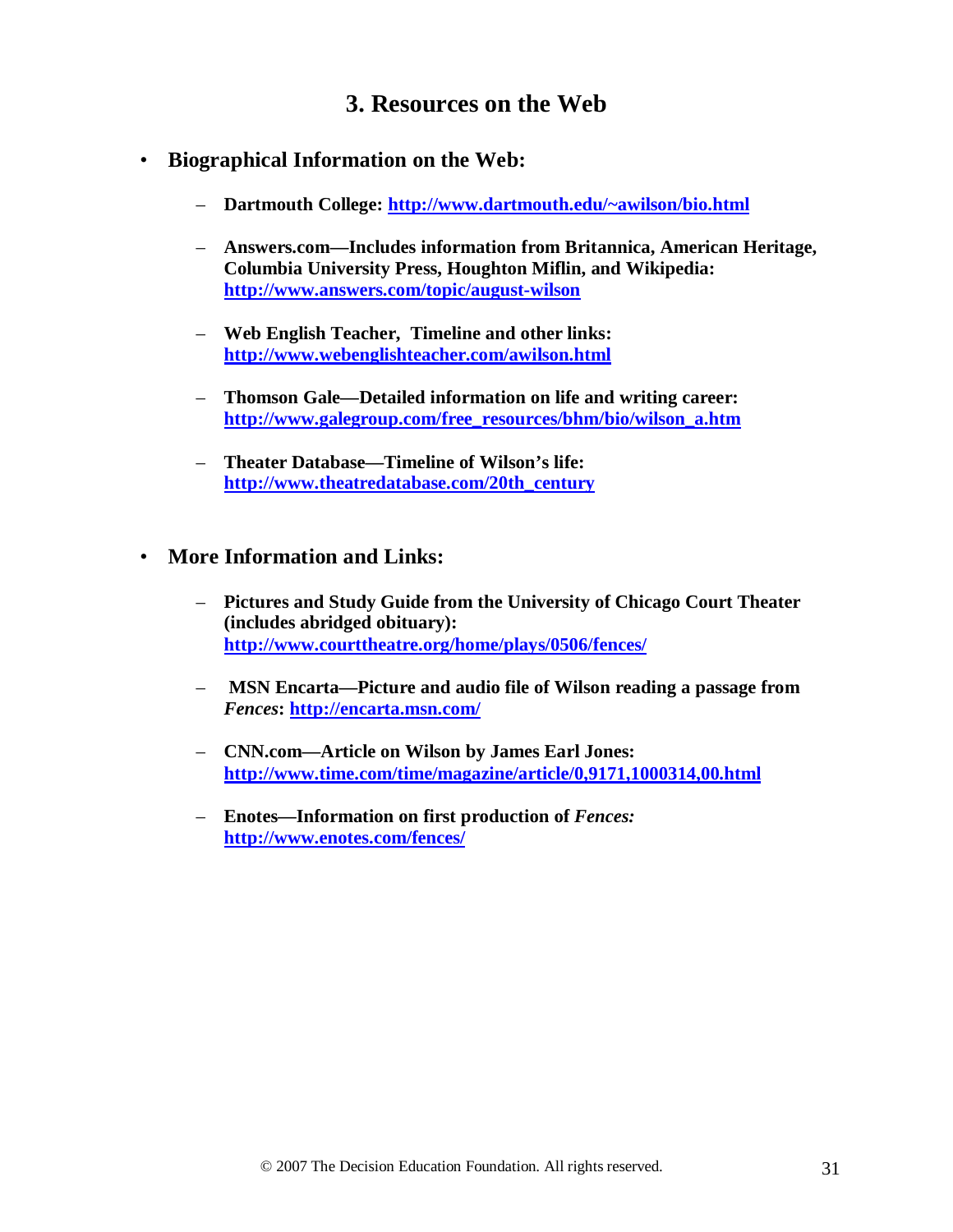## 3. Resources on the Web

- **Biographical Information on the Web:**
  - **Dartmouth College: http://www.dartmouth.edu/~awilson/bio.html**
  - **Answers.com—Includes information from Britannica, American Heritage, Columbia University Press, Houghton Miflin, and Wikipedia: http://www.answers.com/topic/august-wilson**
  - **Web English Teacher, Timeline and other links: http://www.webenglishteacher.com/awilson.html**
  - **Thomson Gale—Detailed information on life and writing career: http://www.galegroup.com/free_resources/bhm/bio/wilson_a.htm**
  - **Theater Database—Timeline of Wilson's life: http://www.theatredatabase.com/20th_century**

- **More Information and Links:**
  - **Pictures and Study Guide from the University of Chicago Court Theater (includes abridged obituary): http://www.courttheatre.org/home/plays/0506/fences/**
  - **MSN Encarta—Picture and audio file of Wilson reading a passage from *Fences*: http://encarta.msn.com/**
  - **CNN.com—Article on Wilson by James Earl Jones: http://www.time.com/time/magazine/article/0,9171,1000314,00.html**
  - **Enotes—Information on first production of *Fences:* http://www.enotes.com/fences/**

© 2007 The Decision Education Foundation. All rights reserved.